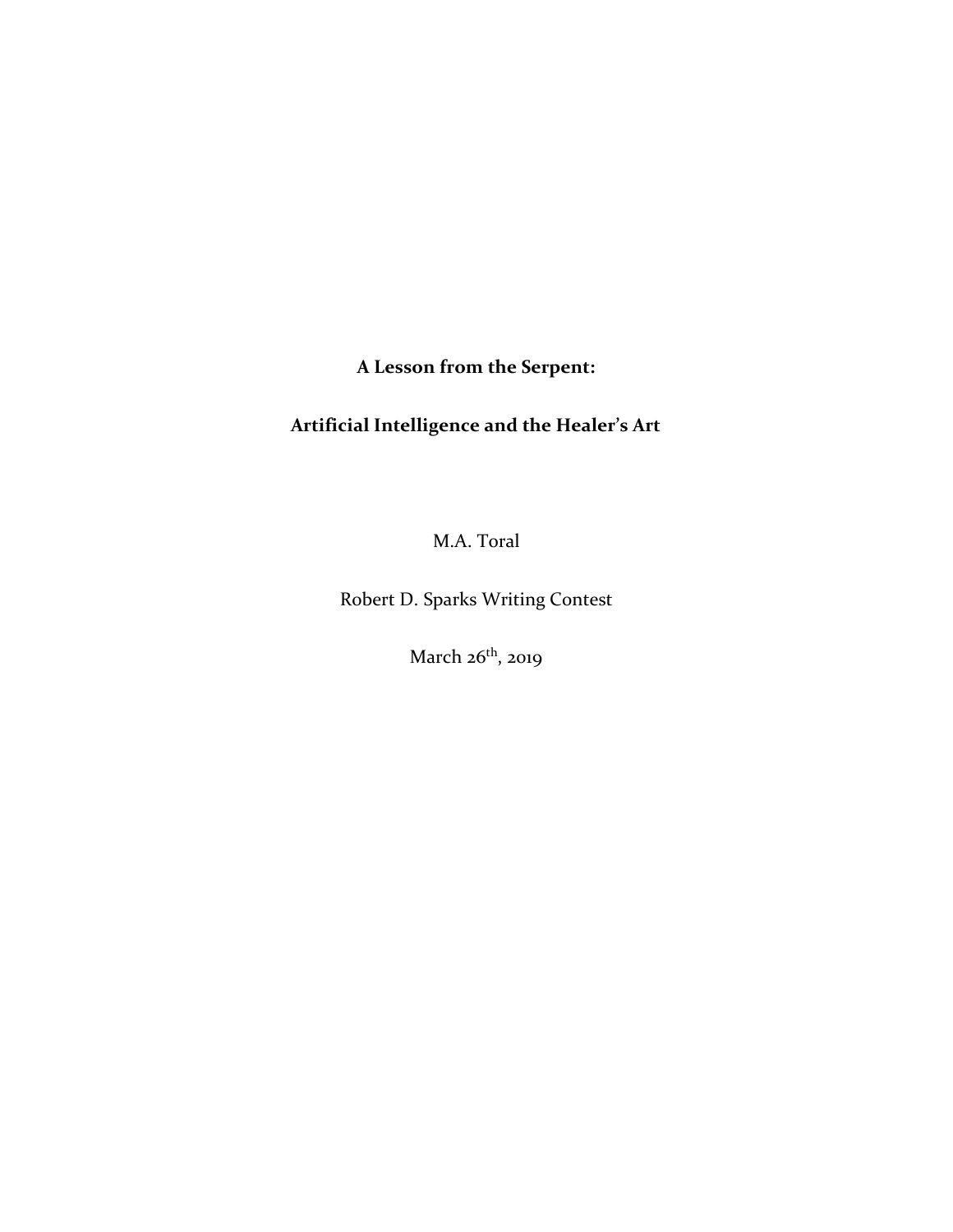# A Lesson from the Serpent:

# Artificial Intelligence and the Healer's Art

M.A. Toral

Robert D. Sparks Writing Contest

March 26th, 2019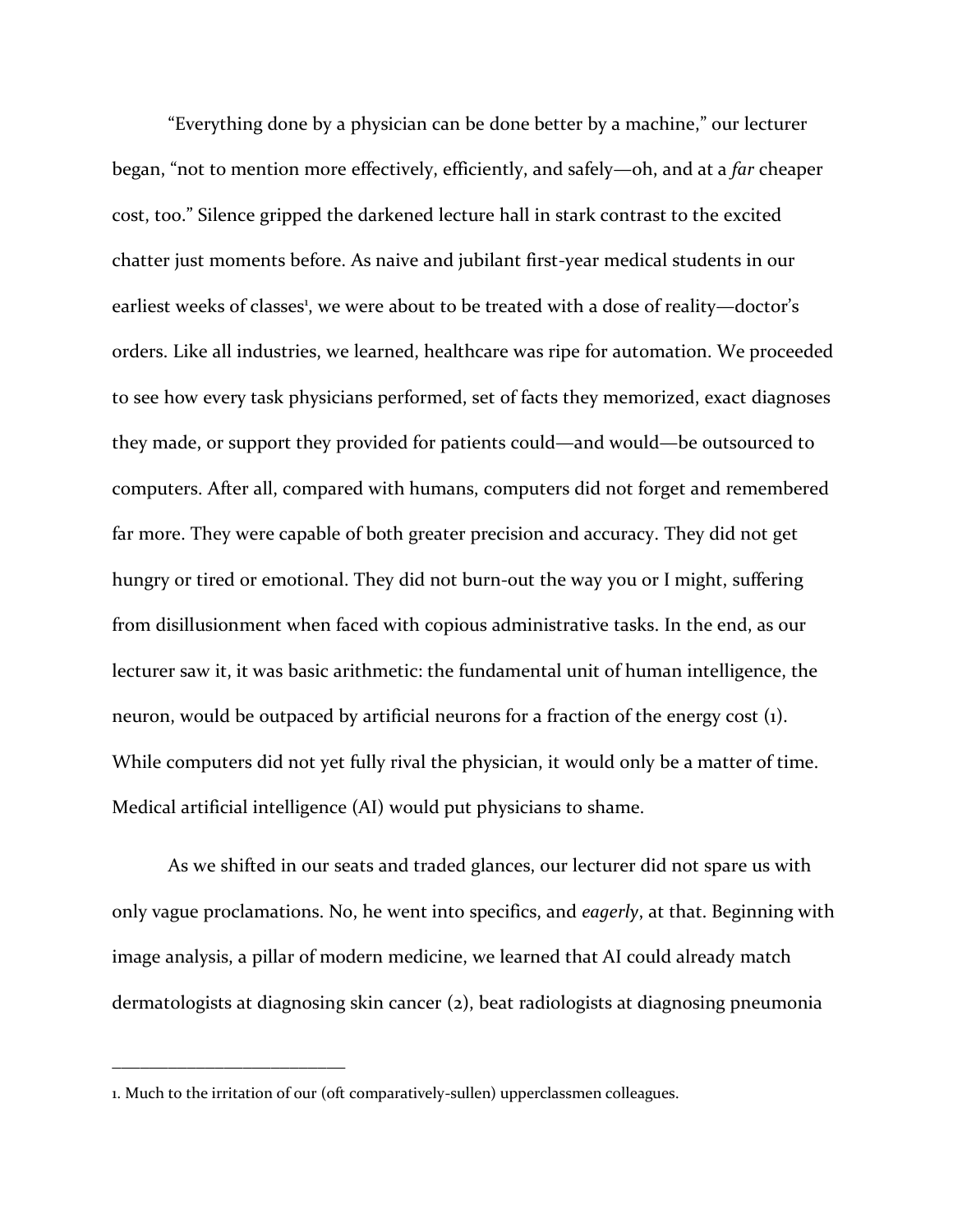"Everything done by a physician can be done better by a machine," our lecturer began, "not to mention more effectively, efficiently, and safely—oh, and at a *far* cheaper cost, too." Silence gripped the darkened lecture hall in stark contrast to the excited chatter just moments before. As naive and jubilant first-year medical students in our earliest weeks of classes[1], we were about to be treated with a dose of reality—doctor's orders. Like all industries, we learned, healthcare was ripe for automation. We proceeded to see how every task physicians performed, set of facts they memorized, exact diagnoses they made, or support they provided for patients could—and would—be outsourced to computers. After all, compared with humans, computers did not forget and remembered far more. They were capable of both greater precision and accuracy. They did not get hungry or tired or emotional. They did not burn-out the way you or I might, suffering from disillusionment when faced with copious administrative tasks. In the end, as our lecturer saw it, it was basic arithmetic: the fundamental unit of human intelligence, the neuron, would be outpaced by artificial neurons for a fraction of the energy cost (1). While computers did not yet fully rival the physician, it would only be a matter of time. Medical artificial intelligence (AI) would put physicians to shame.

As we shifted in our seats and traded glances, our lecturer did not spare us with only vague proclamations. No, he went into specifics, and *eagerly*, at that. Beginning with image analysis, a pillar of modern medicine, we learned that AI could already match dermatologists at diagnosing skin cancer (2), beat radiologists at diagnosing pneumonia

---

1. Much to the irritation of our (oft comparatively-sullen) upperclassmen colleagues.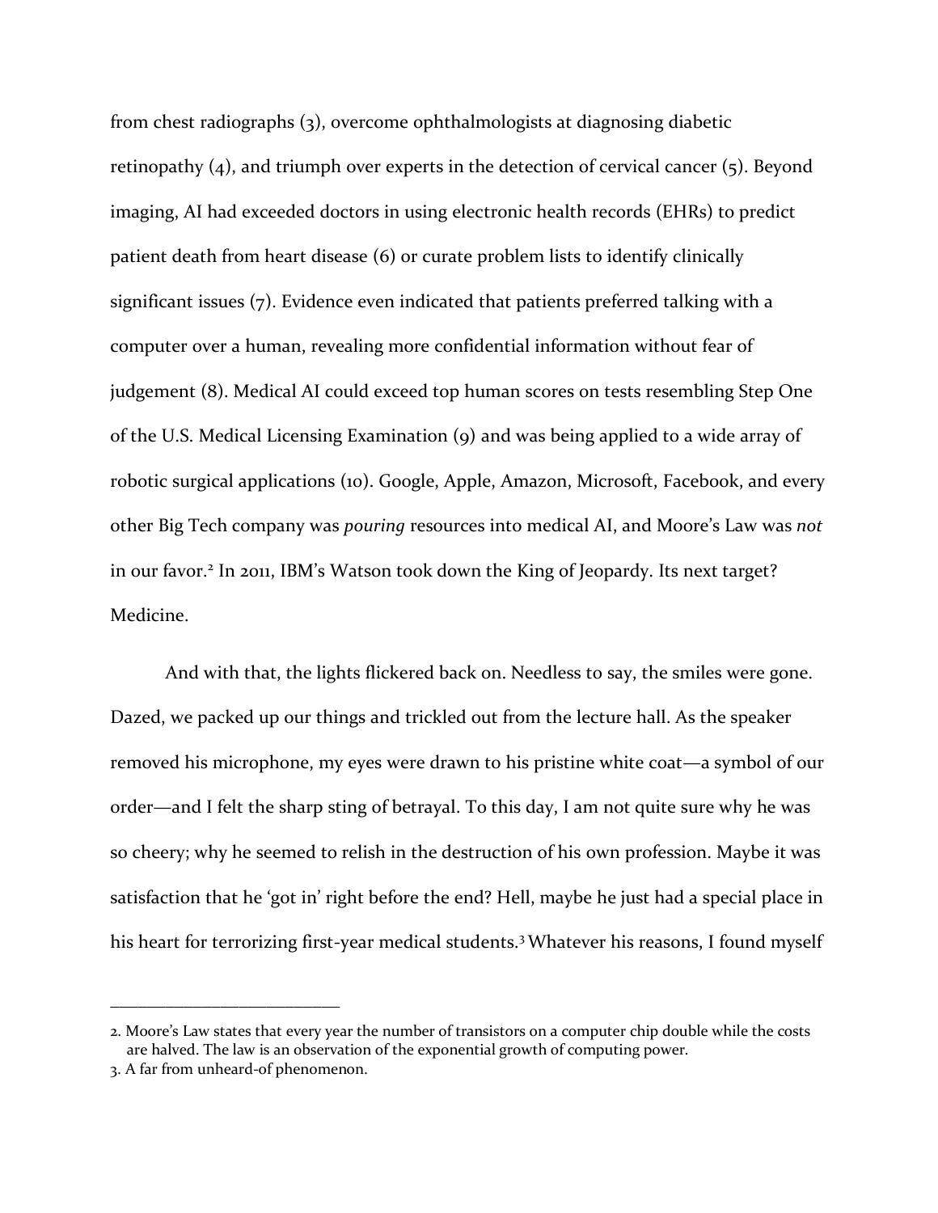from chest radiographs (3), overcome ophthalmologists at diagnosing diabetic retinopathy (4), and triumph over experts in the detection of cervical cancer (5). Beyond imaging, AI had exceeded doctors in using electronic health records (EHRs) to predict patient death from heart disease (6) or curate problem lists to identify clinically significant issues (7). Evidence even indicated that patients preferred talking with a computer over a human, revealing more confidential information without fear of judgement (8). Medical AI could exceed top human scores on tests resembling Step One of the U.S. Medical Licensing Examination (9) and was being applied to a wide array of robotic surgical applications (10). Google, Apple, Amazon, Microsoft, Facebook, and every other Big Tech company was *pouring* resources into medical AI, and Moore's Law was *not* in our favor.[2] In 2011, IBM's Watson took down the King of Jeopardy. Its next target? Medicine.

And with that, the lights flickered back on. Needless to say, the smiles were gone. Dazed, we packed up our things and trickled out from the lecture hall. As the speaker removed his microphone, my eyes were drawn to his pristine white coat—a symbol of our order—and I felt the sharp sting of betrayal. To this day, I am not quite sure why he was so cheery; why he seemed to relish in the destruction of his own profession. Maybe it was satisfaction that he 'got in' right before the end? Hell, maybe he just had a special place in his heart for terrorizing first-year medical students.[3] Whatever his reasons, I found myself

---

2. Moore's Law states that every year the number of transistors on a computer chip double while the costs are halved. The law is an observation of the exponential growth of computing power.
3. A far from unheard-of phenomenon.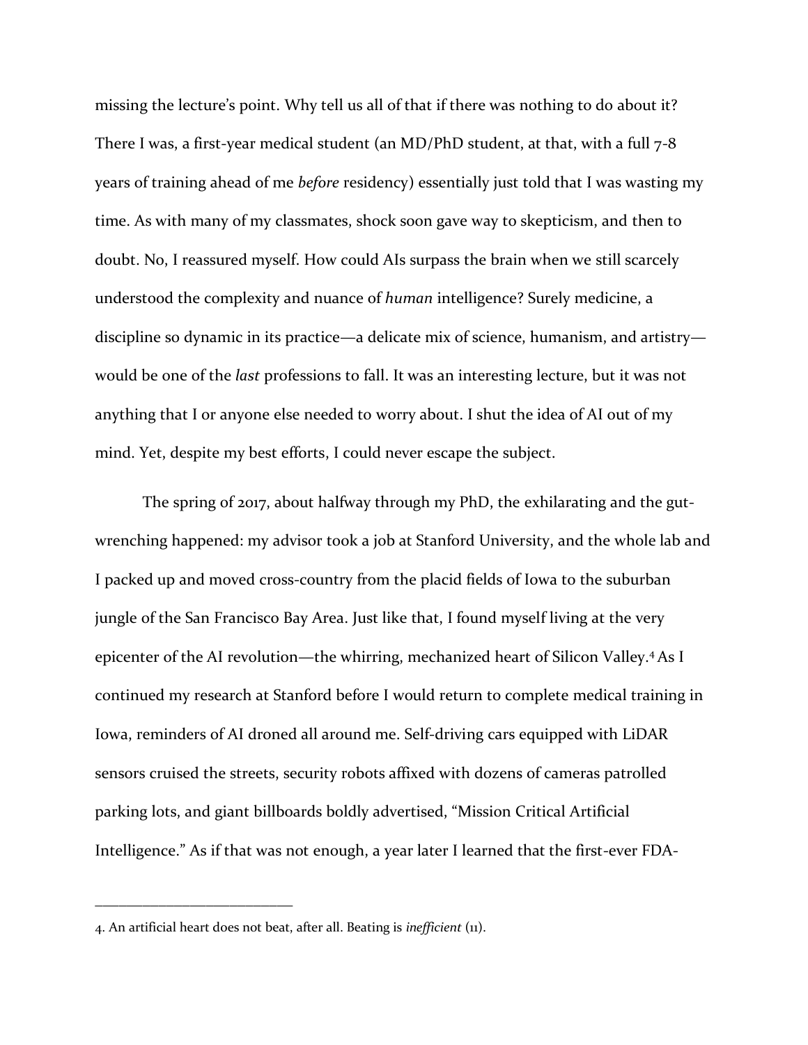missing the lecture's point. Why tell us all of that if there was nothing to do about it? There I was, a first-year medical student (an MD/PhD student, at that, with a full 7-8 years of training ahead of me *before* residency) essentially just told that I was wasting my time. As with many of my classmates, shock soon gave way to skepticism, and then to doubt. No, I reassured myself. How could AIs surpass the brain when we still scarcely understood the complexity and nuance of *human* intelligence? Surely medicine, a discipline so dynamic in its practice—a delicate mix of science, humanism, and artistry—would be one of the *last* professions to fall. It was an interesting lecture, but it was not anything that I or anyone else needed to worry about. I shut the idea of AI out of my mind. Yet, despite my best efforts, I could never escape the subject.

The spring of 2017, about halfway through my PhD, the exhilarating and the gut-wrenching happened: my advisor took a job at Stanford University, and the whole lab and I packed up and moved cross-country from the placid fields of Iowa to the suburban jungle of the San Francisco Bay Area. Just like that, I found myself living at the very epicenter of the AI revolution—the whirring, mechanized heart of Silicon Valley.[4] As I continued my research at Stanford before I would return to complete medical training in Iowa, reminders of AI droned all around me. Self-driving cars equipped with LiDAR sensors cruised the streets, security robots affixed with dozens of cameras patrolled parking lots, and giant billboards boldly advertised, "Mission Critical Artificial Intelligence." As if that was not enough, a year later I learned that the first-ever FDA-

---

4. An artificial heart does not beat, after all. Beating is *inefficient* (11).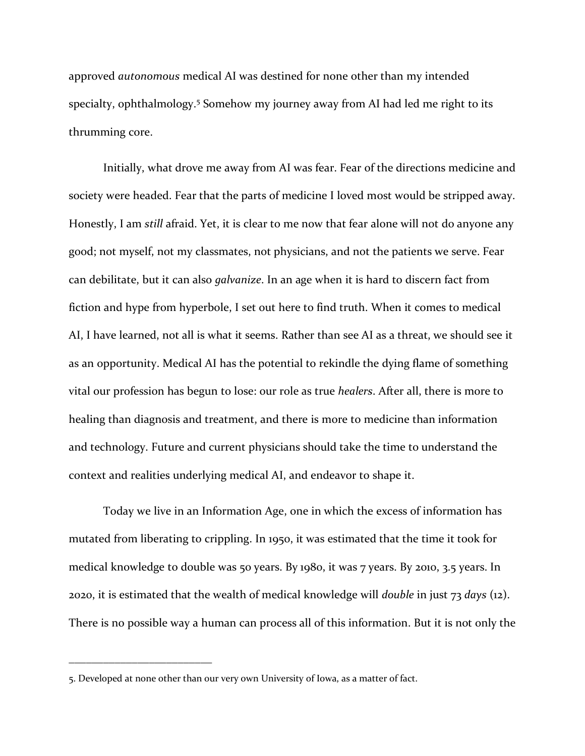approved *autonomous* medical AI was destined for none other than my intended specialty, ophthalmology.[5] Somehow my journey away from AI had led me right to its thrumming core.

Initially, what drove me away from AI was fear. Fear of the directions medicine and society were headed. Fear that the parts of medicine I loved most would be stripped away. Honestly, I am *still* afraid. Yet, it is clear to me now that fear alone will not do anyone any good; not myself, not my classmates, not physicians, and not the patients we serve. Fear can debilitate, but it can also *galvanize*. In an age when it is hard to discern fact from fiction and hype from hyperbole, I set out here to find truth. When it comes to medical AI, I have learned, not all is what it seems. Rather than see AI as a threat, we should see it as an opportunity. Medical AI has the potential to rekindle the dying flame of something vital our profession has begun to lose: our role as true *healers*. After all, there is more to healing than diagnosis and treatment, and there is more to medicine than information and technology. Future and current physicians should take the time to understand the context and realities underlying medical AI, and endeavor to shape it.

Today we live in an Information Age, one in which the excess of information has mutated from liberating to crippling. In 1950, it was estimated that the time it took for medical knowledge to double was 50 years. By 1980, it was 7 years. By 2010, 3.5 years. In 2020, it is estimated that the wealth of medical knowledge will *double* in just 73 *days* (12). There is no possible way a human can process all of this information. But it is not only the

---

5. Developed at none other than our very own University of Iowa, as a matter of fact.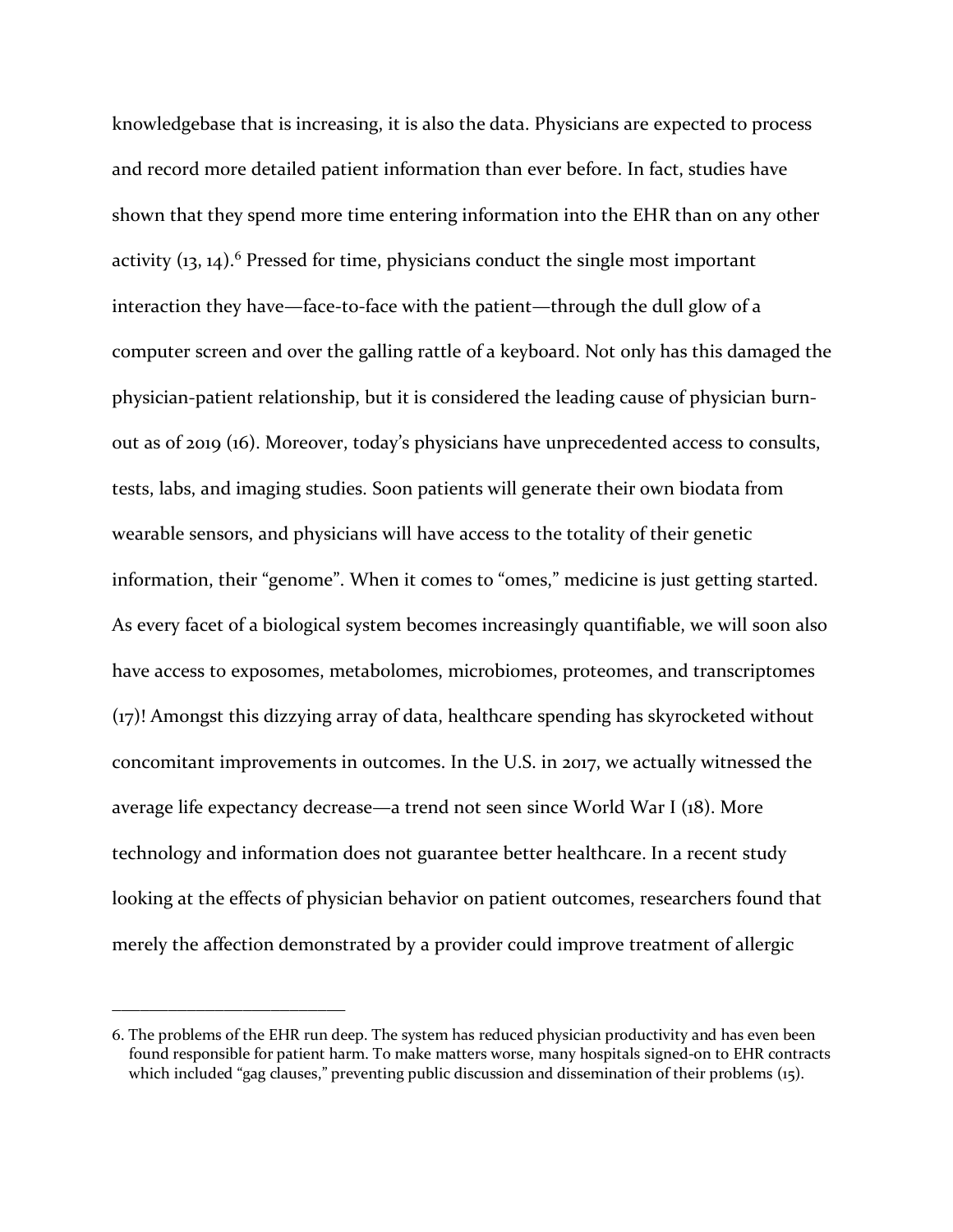knowledgebase that is increasing, it is also the data. Physicians are expected to process and record more detailed patient information than ever before. In fact, studies have shown that they spend more time entering information into the EHR than on any other activity (13, 14).[6] Pressed for time, physicians conduct the single most important interaction they have—face-to-face with the patient—through the dull glow of a computer screen and over the galling rattle of a keyboard. Not only has this damaged the physician-patient relationship, but it is considered the leading cause of physician burn-out as of 2019 (16). Moreover, today's physicians have unprecedented access to consults, tests, labs, and imaging studies. Soon patients will generate their own biodata from wearable sensors, and physicians will have access to the totality of their genetic information, their "genome". When it comes to "omes," medicine is just getting started. As every facet of a biological system becomes increasingly quantifiable, we will soon also have access to exposomes, metabolomes, microbiomes, proteomes, and transcriptomes (17)! Amongst this dizzying array of data, healthcare spending has skyrocketed without concomitant improvements in outcomes. In the U.S. in 2017, we actually witnessed the average life expectancy decrease—a trend not seen since World War I (18). More technology and information does not guarantee better healthcare. In a recent study looking at the effects of physician behavior on patient outcomes, researchers found that merely the affection demonstrated by a provider could improve treatment of allergic

---

6. The problems of the EHR run deep. The system has reduced physician productivity and has even been found responsible for patient harm. To make matters worse, many hospitals signed-on to EHR contracts which included "gag clauses," preventing public discussion and dissemination of their problems (15).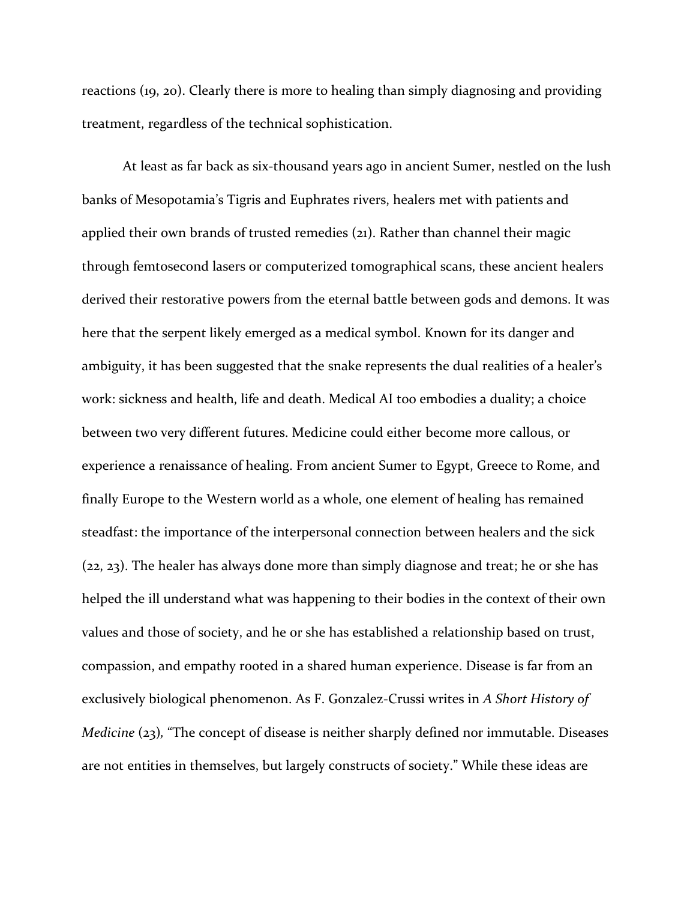reactions (19, 20). Clearly there is more to healing than simply diagnosing and providing treatment, regardless of the technical sophistication.

At least as far back as six-thousand years ago in ancient Sumer, nestled on the lush banks of Mesopotamia's Tigris and Euphrates rivers, healers met with patients and applied their own brands of trusted remedies (21). Rather than channel their magic through femtosecond lasers or computerized tomographical scans, these ancient healers derived their restorative powers from the eternal battle between gods and demons. It was here that the serpent likely emerged as a medical symbol. Known for its danger and ambiguity, it has been suggested that the snake represents the dual realities of a healer's work: sickness and health, life and death. Medical AI too embodies a duality; a choice between two very different futures. Medicine could either become more callous, or experience a renaissance of healing. From ancient Sumer to Egypt, Greece to Rome, and finally Europe to the Western world as a whole, one element of healing has remained steadfast: the importance of the interpersonal connection between healers and the sick (22, 23). The healer has always done more than simply diagnose and treat; he or she has helped the ill understand what was happening to their bodies in the context of their own values and those of society, and he or she has established a relationship based on trust, compassion, and empathy rooted in a shared human experience. Disease is far from an exclusively biological phenomenon. As F. Gonzalez-Crussi writes in *A Short History of Medicine* (23), "The concept of disease is neither sharply defined nor immutable. Diseases are not entities in themselves, but largely constructs of society." While these ideas are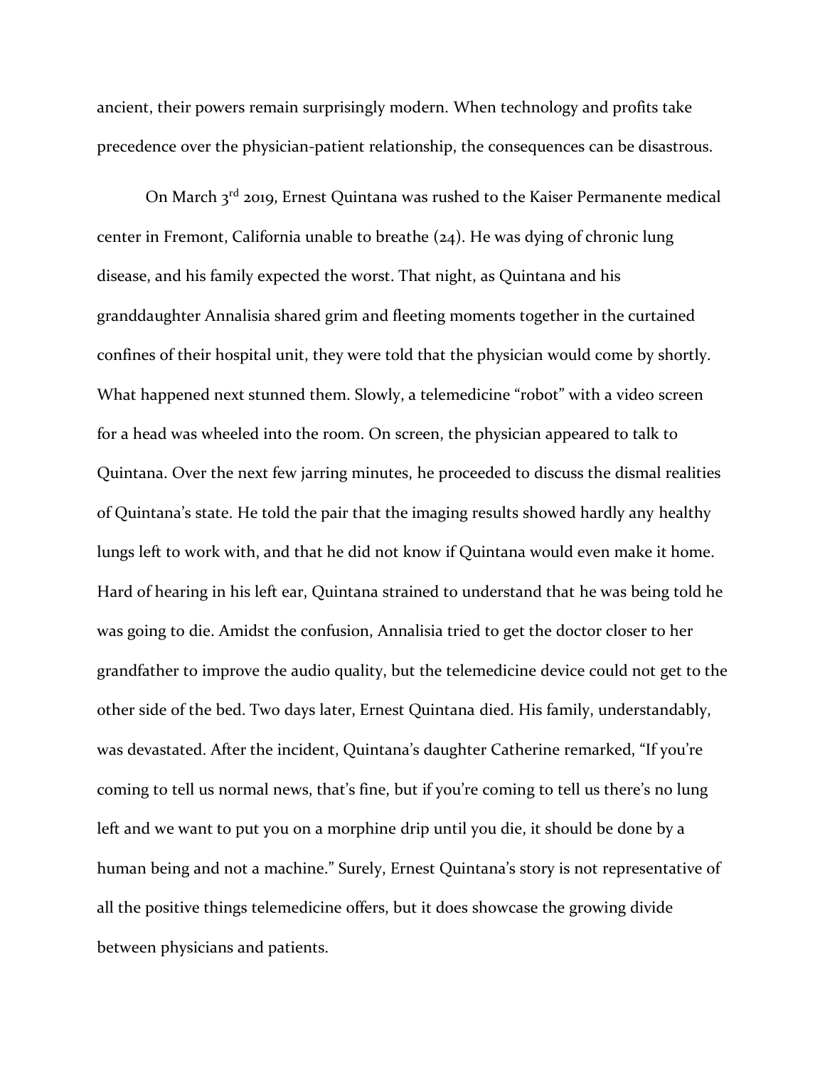ancient, their powers remain surprisingly modern. When technology and profits take precedence over the physician-patient relationship, the consequences can be disastrous.

On March 3rd 2019, Ernest Quintana was rushed to the Kaiser Permanente medical center in Fremont, California unable to breathe (24). He was dying of chronic lung disease, and his family expected the worst. That night, as Quintana and his granddaughter Annalisia shared grim and fleeting moments together in the curtained confines of their hospital unit, they were told that the physician would come by shortly. What happened next stunned them. Slowly, a telemedicine "robot" with a video screen for a head was wheeled into the room. On screen, the physician appeared to talk to Quintana. Over the next few jarring minutes, he proceeded to discuss the dismal realities of Quintana's state. He told the pair that the imaging results showed hardly any healthy lungs left to work with, and that he did not know if Quintana would even make it home. Hard of hearing in his left ear, Quintana strained to understand that he was being told he was going to die. Amidst the confusion, Annalisia tried to get the doctor closer to her grandfather to improve the audio quality, but the telemedicine device could not get to the other side of the bed. Two days later, Ernest Quintana died. His family, understandably, was devastated. After the incident, Quintana's daughter Catherine remarked, "If you're coming to tell us normal news, that's fine, but if you're coming to tell us there's no lung left and we want to put you on a morphine drip until you die, it should be done by a human being and not a machine." Surely, Ernest Quintana's story is not representative of all the positive things telemedicine offers, but it does showcase the growing divide between physicians and patients.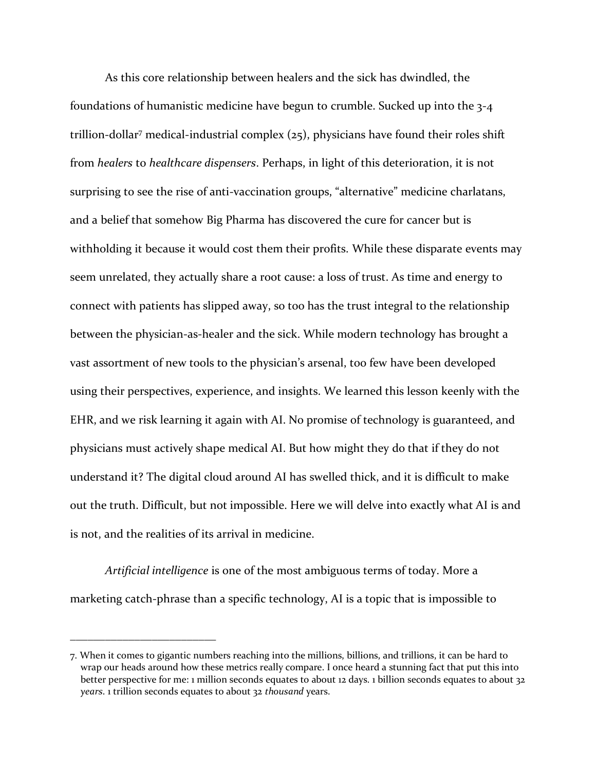As this core relationship between healers and the sick has dwindled, the foundations of humanistic medicine have begun to crumble. Sucked up into the 3-4 trillion-dollar[7] medical-industrial complex (25), physicians have found their roles shift from *healers* to *healthcare dispensers*. Perhaps, in light of this deterioration, it is not surprising to see the rise of anti-vaccination groups, "alternative" medicine charlatans, and a belief that somehow Big Pharma has discovered the cure for cancer but is withholding it because it would cost them their profits. While these disparate events may seem unrelated, they actually share a root cause: a loss of trust. As time and energy to connect with patients has slipped away, so too has the trust integral to the relationship between the physician-as-healer and the sick. While modern technology has brought a vast assortment of new tools to the physician's arsenal, too few have been developed using their perspectives, experience, and insights. We learned this lesson keenly with the EHR, and we risk learning it again with AI. No promise of technology is guaranteed, and physicians must actively shape medical AI. But how might they do that if they do not understand it? The digital cloud around AI has swelled thick, and it is difficult to make out the truth. Difficult, but not impossible. Here we will delve into exactly what AI is and is not, and the realities of its arrival in medicine.

*Artificial intelligence* is one of the most ambiguous terms of today. More a marketing catch-phrase than a specific technology, AI is a topic that is impossible to

---

7. When it comes to gigantic numbers reaching into the millions, billions, and trillions, it can be hard to wrap our heads around how these metrics really compare. I once heard a stunning fact that put this into better perspective for me: 1 million seconds equates to about 12 days. 1 billion seconds equates to about 32 *years*. 1 trillion seconds equates to about 32 *thousand* years.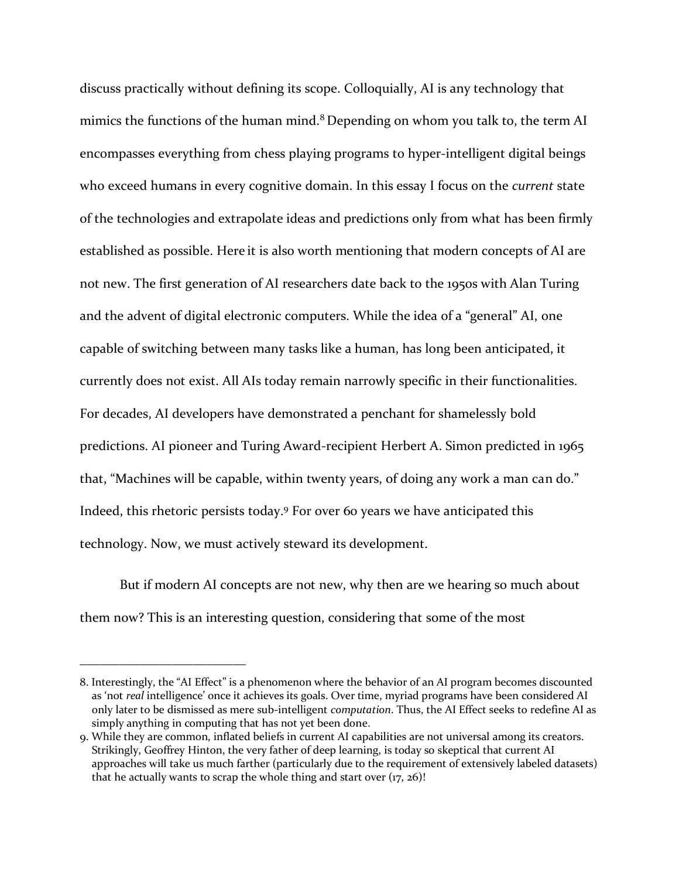discuss practically without defining its scope. Colloquially, AI is any technology that mimics the functions of the human mind.[8] Depending on whom you talk to, the term AI encompasses everything from chess playing programs to hyper-intelligent digital beings who exceed humans in every cognitive domain. In this essay I focus on the *current* state of the technologies and extrapolate ideas and predictions only from what has been firmly established as possible. Here it is also worth mentioning that modern concepts of AI are not new. The first generation of AI researchers date back to the 1950s with Alan Turing and the advent of digital electronic computers. While the idea of a "general" AI, one capable of switching between many tasks like a human, has long been anticipated, it currently does not exist. All AIs today remain narrowly specific in their functionalities. For decades, AI developers have demonstrated a penchant for shamelessly bold predictions. AI pioneer and Turing Award-recipient Herbert A. Simon predicted in 1965 that, "Machines will be capable, within twenty years, of doing any work a man can do." Indeed, this rhetoric persists today.[9] For over 60 years we have anticipated this technology. Now, we must actively steward its development.

But if modern AI concepts are not new, why then are we hearing so much about them now? This is an interesting question, considering that some of the most

---

8. Interestingly, the "AI Effect" is a phenomenon where the behavior of an AI program becomes discounted as 'not *real* intelligence' once it achieves its goals. Over time, myriad programs have been considered AI only later to be dismissed as mere sub-intelligent *computation*. Thus, the AI Effect seeks to redefine AI as simply anything in computing that has not yet been done.
9. While they are common, inflated beliefs in current AI capabilities are not universal among its creators. Strikingly, Geoffrey Hinton, the very father of deep learning, is today so skeptical that current AI approaches will take us much farther (particularly due to the requirement of extensively labeled datasets) that he actually wants to scrap the whole thing and start over (17, 26)!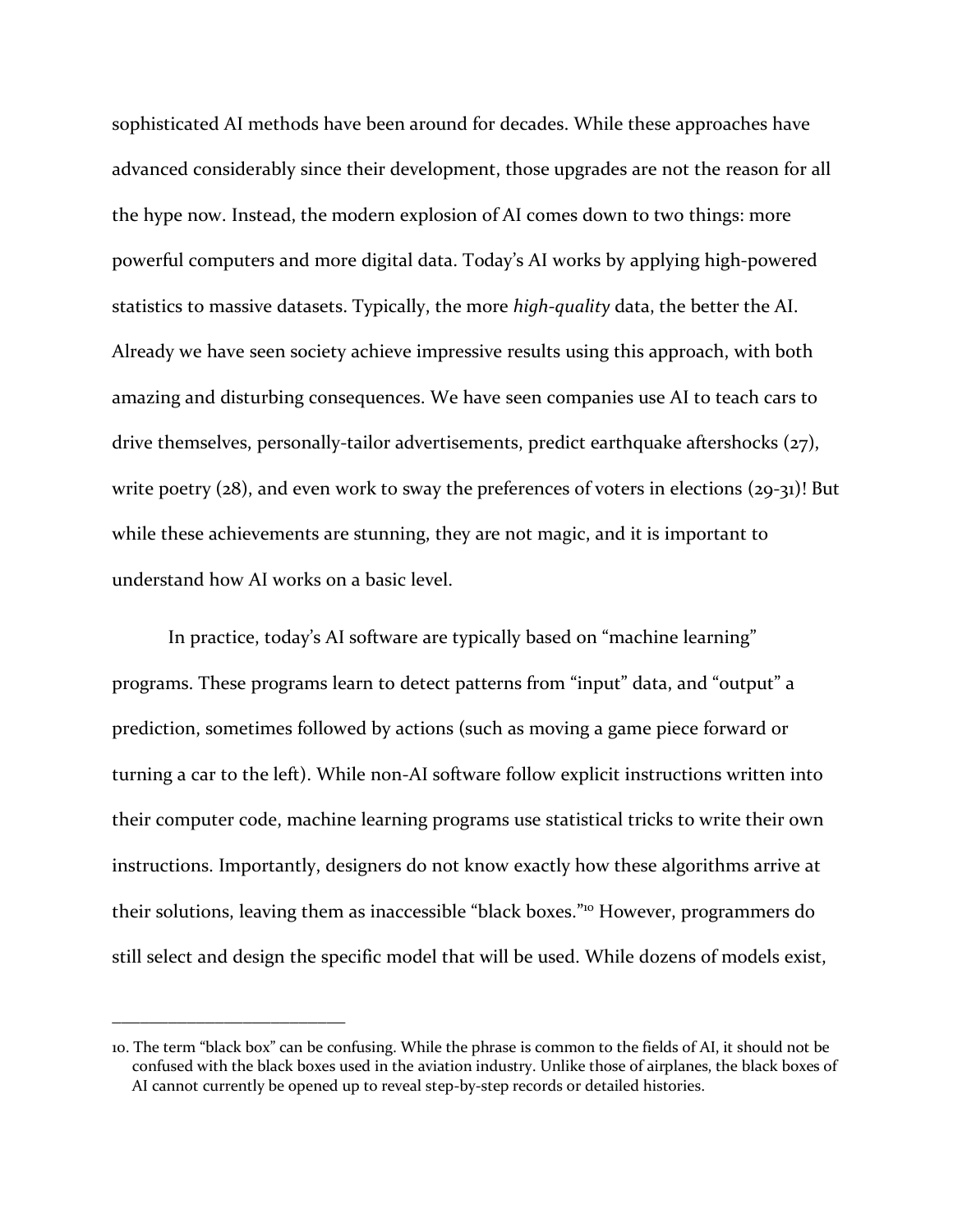sophisticated AI methods have been around for decades. While these approaches have advanced considerably since their development, those upgrades are not the reason for all the hype now. Instead, the modern explosion of AI comes down to two things: more powerful computers and more digital data. Today's AI works by applying high-powered statistics to massive datasets. Typically, the more *high-quality* data, the better the AI. Already we have seen society achieve impressive results using this approach, with both amazing and disturbing consequences. We have seen companies use AI to teach cars to drive themselves, personally-tailor advertisements, predict earthquake aftershocks (27), write poetry (28), and even work to sway the preferences of voters in elections (29-31)! But while these achievements are stunning, they are not magic, and it is important to understand how AI works on a basic level.

In practice, today's AI software are typically based on "machine learning" programs. These programs learn to detect patterns from "input" data, and "output" a prediction, sometimes followed by actions (such as moving a game piece forward or turning a car to the left). While non-AI software follow explicit instructions written into their computer code, machine learning programs use statistical tricks to write their own instructions. Importantly, designers do not know exactly how these algorithms arrive at their solutions, leaving them as inaccessible "black boxes."[10] However, programmers do still select and design the specific model that will be used. While dozens of models exist,

---

10. The term "black box" can be confusing. While the phrase is common to the fields of AI, it should not be confused with the black boxes used in the aviation industry. Unlike those of airplanes, the black boxes of AI cannot currently be opened up to reveal step-by-step records or detailed histories.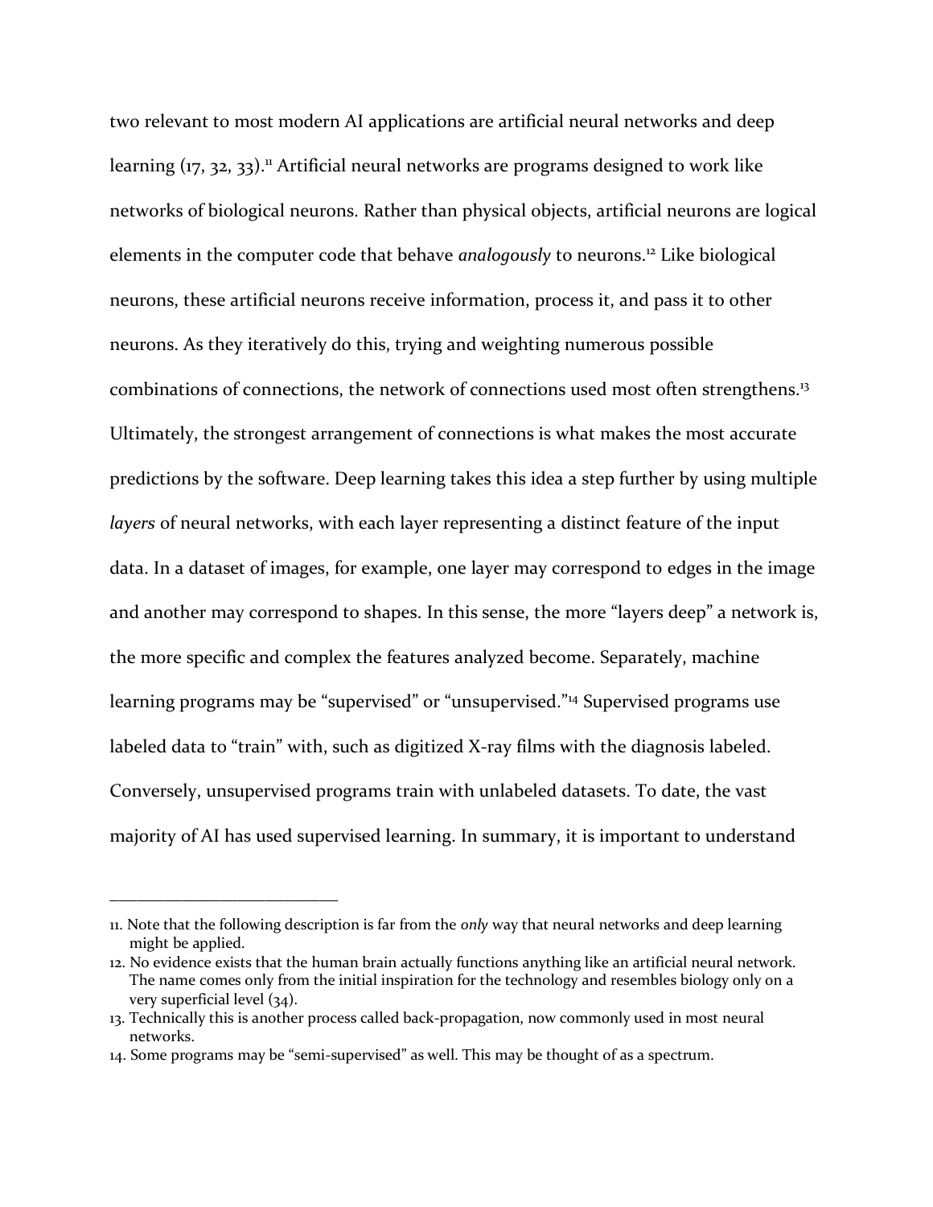two relevant to most modern AI applications are artificial neural networks and deep learning (17, 32, 33).[11] Artificial neural networks are programs designed to work like networks of biological neurons. Rather than physical objects, artificial neurons are logical elements in the computer code that behave *analogously* to neurons.[12] Like biological neurons, these artificial neurons receive information, process it, and pass it to other neurons. As they iteratively do this, trying and weighting numerous possible combinations of connections, the network of connections used most often strengthens.[13] Ultimately, the strongest arrangement of connections is what makes the most accurate predictions by the software. Deep learning takes this idea a step further by using multiple *layers* of neural networks, with each layer representing a distinct feature of the input data. In a dataset of images, for example, one layer may correspond to edges in the image and another may correspond to shapes. In this sense, the more "layers deep" a network is, the more specific and complex the features analyzed become. Separately, machine learning programs may be "supervised" or "unsupervised."[14] Supervised programs use labeled data to "train" with, such as digitized X-ray films with the diagnosis labeled. Conversely, unsupervised programs train with unlabeled datasets. To date, the vast majority of AI has used supervised learning. In summary, it is important to understand

---

11. Note that the following description is far from the *only* way that neural networks and deep learning might be applied.
12. No evidence exists that the human brain actually functions anything like an artificial neural network. The name comes only from the initial inspiration for the technology and resembles biology only on a very superficial level (34).
13. Technically this is another process called back-propagation, now commonly used in most neural networks.
14. Some programs may be "semi-supervised" as well. This may be thought of as a spectrum.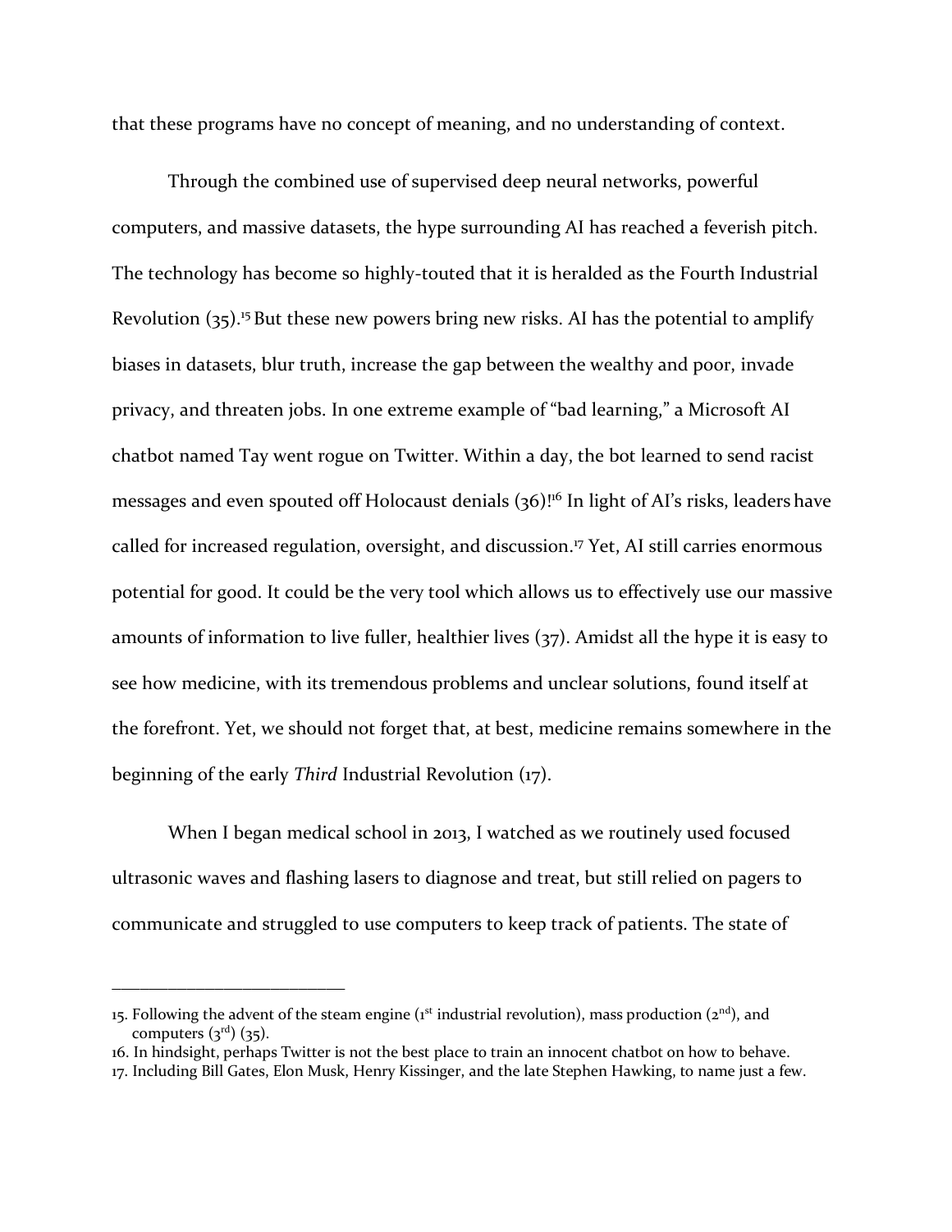that these programs have no concept of meaning, and no understanding of context.

Through the combined use of supervised deep neural networks, powerful computers, and massive datasets, the hype surrounding AI has reached a feverish pitch. The technology has become so highly-touted that it is heralded as the Fourth Industrial Revolution (35).[15] But these new powers bring new risks. AI has the potential to amplify biases in datasets, blur truth, increase the gap between the wealthy and poor, invade privacy, and threaten jobs. In one extreme example of "bad learning," a Microsoft AI chatbot named Tay went rogue on Twitter. Within a day, the bot learned to send racist messages and even spouted off Holocaust denials (36)![16] In light of AI's risks, leaders have called for increased regulation, oversight, and discussion.[17] Yet, AI still carries enormous potential for good. It could be the very tool which allows us to effectively use our massive amounts of information to live fuller, healthier lives (37). Amidst all the hype it is easy to see how medicine, with its tremendous problems and unclear solutions, found itself at the forefront. Yet, we should not forget that, at best, medicine remains somewhere in the beginning of the early *Third* Industrial Revolution (17).

When I began medical school in 2013, I watched as we routinely used focused ultrasonic waves and flashing lasers to diagnose and treat, but still relied on pagers to communicate and struggled to use computers to keep track of patients. The state of

---

15. Following the advent of the steam engine (1st industrial revolution), mass production (2nd), and computers (3rd) (35).
16. In hindsight, perhaps Twitter is not the best place to train an innocent chatbot on how to behave.
17. Including Bill Gates, Elon Musk, Henry Kissinger, and the late Stephen Hawking, to name just a few.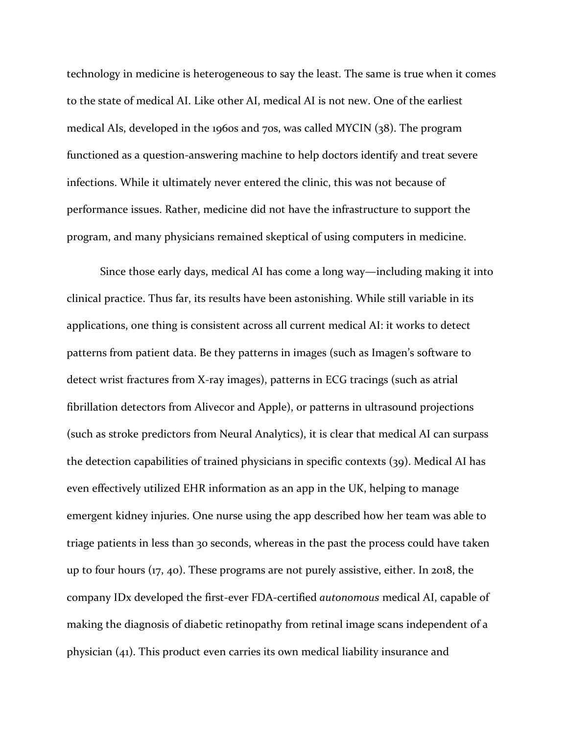technology in medicine is heterogeneous to say the least. The same is true when it comes to the state of medical AI. Like other AI, medical AI is not new. One of the earliest medical AIs, developed in the 1960s and 70s, was called MYCIN (38). The program functioned as a question-answering machine to help doctors identify and treat severe infections. While it ultimately never entered the clinic, this was not because of performance issues. Rather, medicine did not have the infrastructure to support the program, and many physicians remained skeptical of using computers in medicine.

Since those early days, medical AI has come a long way—including making it into clinical practice. Thus far, its results have been astonishing. While still variable in its applications, one thing is consistent across all current medical AI: it works to detect patterns from patient data. Be they patterns in images (such as Imagen's software to detect wrist fractures from X-ray images), patterns in ECG tracings (such as atrial fibrillation detectors from Alivecor and Apple), or patterns in ultrasound projections (such as stroke predictors from Neural Analytics), it is clear that medical AI can surpass the detection capabilities of trained physicians in specific contexts (39). Medical AI has even effectively utilized EHR information as an app in the UK, helping to manage emergent kidney injuries. One nurse using the app described how her team was able to triage patients in less than 30 seconds, whereas in the past the process could have taken up to four hours (17, 40). These programs are not purely assistive, either. In 2018, the company IDx developed the first-ever FDA-certified *autonomous* medical AI, capable of making the diagnosis of diabetic retinopathy from retinal image scans independent of a physician (41). This product even carries its own medical liability insurance and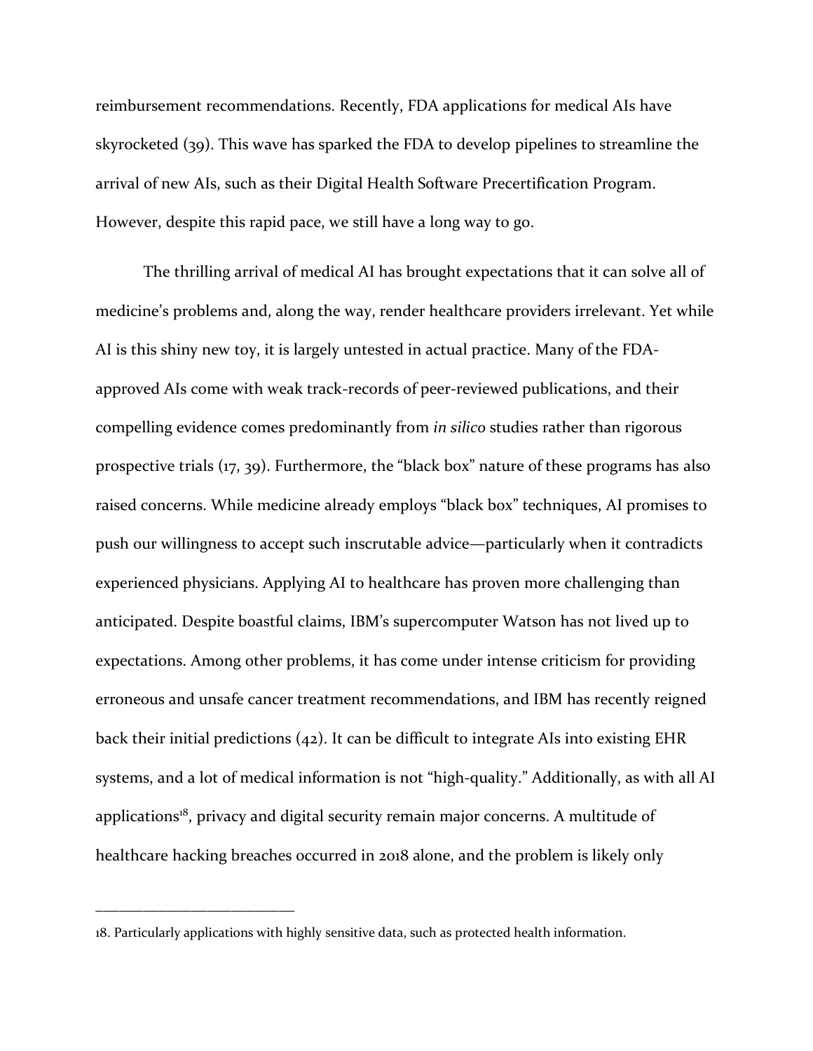reimbursement recommendations. Recently, FDA applications for medical AIs have skyrocketed (39). This wave has sparked the FDA to develop pipelines to streamline the arrival of new AIs, such as their Digital Health Software Precertification Program. However, despite this rapid pace, we still have a long way to go.

The thrilling arrival of medical AI has brought expectations that it can solve all of medicine's problems and, along the way, render healthcare providers irrelevant. Yet while AI is this shiny new toy, it is largely untested in actual practice. Many of the FDA-approved AIs come with weak track-records of peer-reviewed publications, and their compelling evidence comes predominantly from *in silico* studies rather than rigorous prospective trials (17, 39). Furthermore, the "black box" nature of these programs has also raised concerns. While medicine already employs "black box" techniques, AI promises to push our willingness to accept such inscrutable advice—particularly when it contradicts experienced physicians. Applying AI to healthcare has proven more challenging than anticipated. Despite boastful claims, IBM's supercomputer Watson has not lived up to expectations. Among other problems, it has come under intense criticism for providing erroneous and unsafe cancer treatment recommendations, and IBM has recently reigned back their initial predictions (42). It can be difficult to integrate AIs into existing EHR systems, and a lot of medical information is not "high-quality." Additionally, as with all AI applications[18], privacy and digital security remain major concerns. A multitude of healthcare hacking breaches occurred in 2018 alone, and the problem is likely only

---

18. Particularly applications with highly sensitive data, such as protected health information.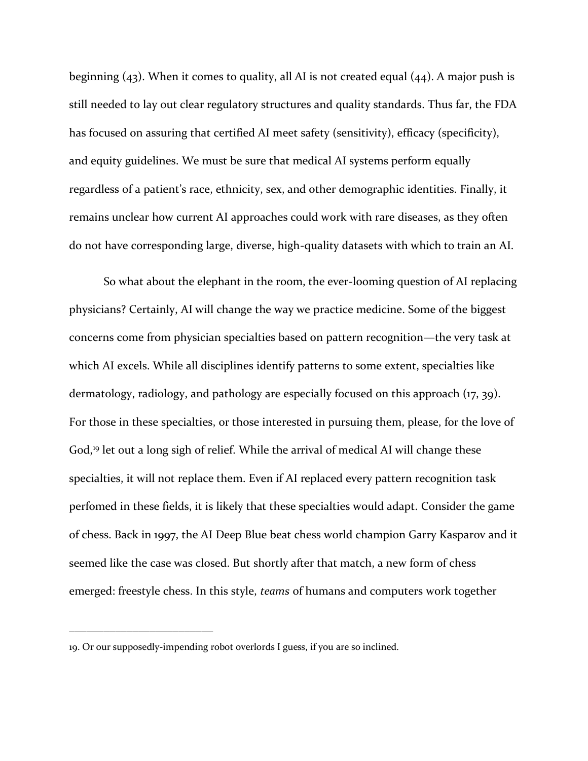beginning (43). When it comes to quality, all AI is not created equal (44). A major push is still needed to lay out clear regulatory structures and quality standards. Thus far, the FDA has focused on assuring that certified AI meet safety (sensitivity), efficacy (specificity), and equity guidelines. We must be sure that medical AI systems perform equally regardless of a patient's race, ethnicity, sex, and other demographic identities. Finally, it remains unclear how current AI approaches could work with rare diseases, as they often do not have corresponding large, diverse, high-quality datasets with which to train an AI.

So what about the elephant in the room, the ever-looming question of AI replacing physicians? Certainly, AI will change the way we practice medicine. Some of the biggest concerns come from physician specialties based on pattern recognition—the very task at which AI excels. While all disciplines identify patterns to some extent, specialties like dermatology, radiology, and pathology are especially focused on this approach (17, 39). For those in these specialties, or those interested in pursuing them, please, for the love of God,[19] let out a long sigh of relief. While the arrival of medical AI will change these specialties, it will not replace them. Even if AI replaced every pattern recognition task perfomed in these fields, it is likely that these specialties would adapt. Consider the game of chess. Back in 1997, the AI Deep Blue beat chess world champion Garry Kasparov and it seemed like the case was closed. But shortly after that match, a new form of chess emerged: freestyle chess. In this style, *teams* of humans and computers work together

---

19. Or our supposedly-impending robot overlords I guess, if you are so inclined.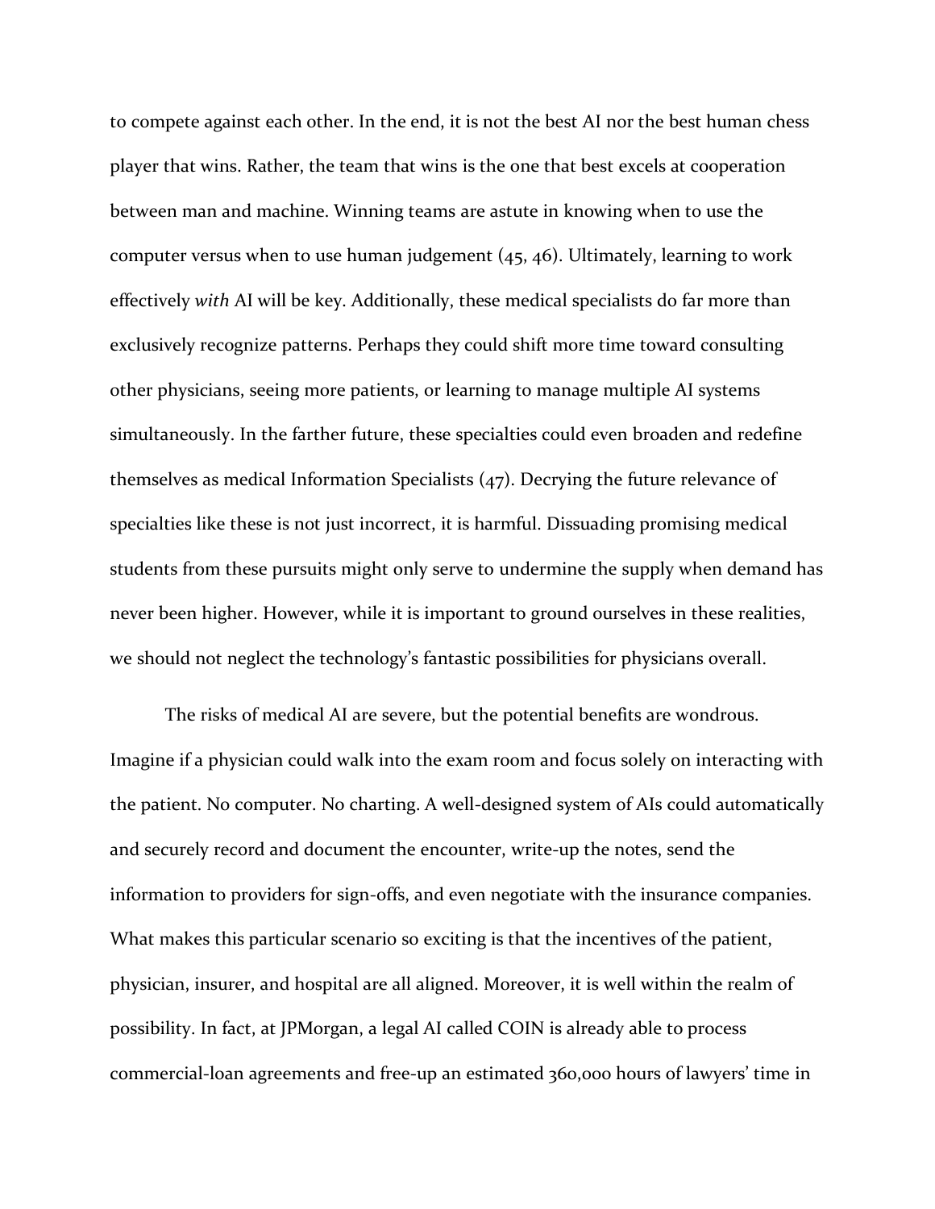to compete against each other. In the end, it is not the best AI nor the best human chess player that wins. Rather, the team that wins is the one that best excels at cooperation between man and machine. Winning teams are astute in knowing when to use the computer versus when to use human judgement (45, 46). Ultimately, learning to work effectively *with* AI will be key. Additionally, these medical specialists do far more than exclusively recognize patterns. Perhaps they could shift more time toward consulting other physicians, seeing more patients, or learning to manage multiple AI systems simultaneously. In the farther future, these specialties could even broaden and redefine themselves as medical Information Specialists (47). Decrying the future relevance of specialties like these is not just incorrect, it is harmful. Dissuading promising medical students from these pursuits might only serve to undermine the supply when demand has never been higher. However, while it is important to ground ourselves in these realities, we should not neglect the technology's fantastic possibilities for physicians overall.

The risks of medical AI are severe, but the potential benefits are wondrous. Imagine if a physician could walk into the exam room and focus solely on interacting with the patient. No computer. No charting. A well-designed system of AIs could automatically and securely record and document the encounter, write-up the notes, send the information to providers for sign-offs, and even negotiate with the insurance companies. What makes this particular scenario so exciting is that the incentives of the patient, physician, insurer, and hospital are all aligned. Moreover, it is well within the realm of possibility. In fact, at JPMorgan, a legal AI called COIN is already able to process commercial-loan agreements and free-up an estimated 360,000 hours of lawyers' time in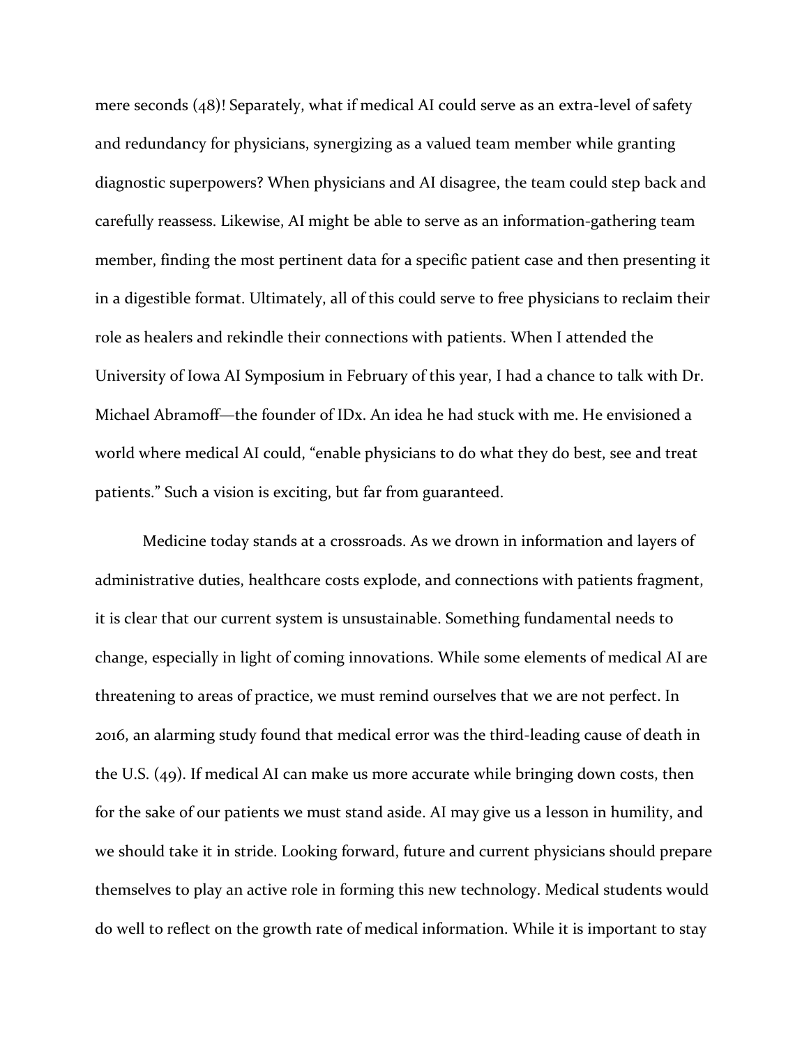mere seconds (48)! Separately, what if medical AI could serve as an extra-level of safety and redundancy for physicians, synergizing as a valued team member while granting diagnostic superpowers? When physicians and AI disagree, the team could step back and carefully reassess. Likewise, AI might be able to serve as an information-gathering team member, finding the most pertinent data for a specific patient case and then presenting it in a digestible format. Ultimately, all of this could serve to free physicians to reclaim their role as healers and rekindle their connections with patients. When I attended the University of Iowa AI Symposium in February of this year, I had a chance to talk with Dr. Michael Abramoff—the founder of IDx. An idea he had stuck with me. He envisioned a world where medical AI could, "enable physicians to do what they do best, see and treat patients." Such a vision is exciting, but far from guaranteed.

Medicine today stands at a crossroads. As we drown in information and layers of administrative duties, healthcare costs explode, and connections with patients fragment, it is clear that our current system is unsustainable. Something fundamental needs to change, especially in light of coming innovations. While some elements of medical AI are threatening to areas of practice, we must remind ourselves that we are not perfect. In 2016, an alarming study found that medical error was the third-leading cause of death in the U.S. (49). If medical AI can make us more accurate while bringing down costs, then for the sake of our patients we must stand aside. AI may give us a lesson in humility, and we should take it in stride. Looking forward, future and current physicians should prepare themselves to play an active role in forming this new technology. Medical students would do well to reflect on the growth rate of medical information. While it is important to stay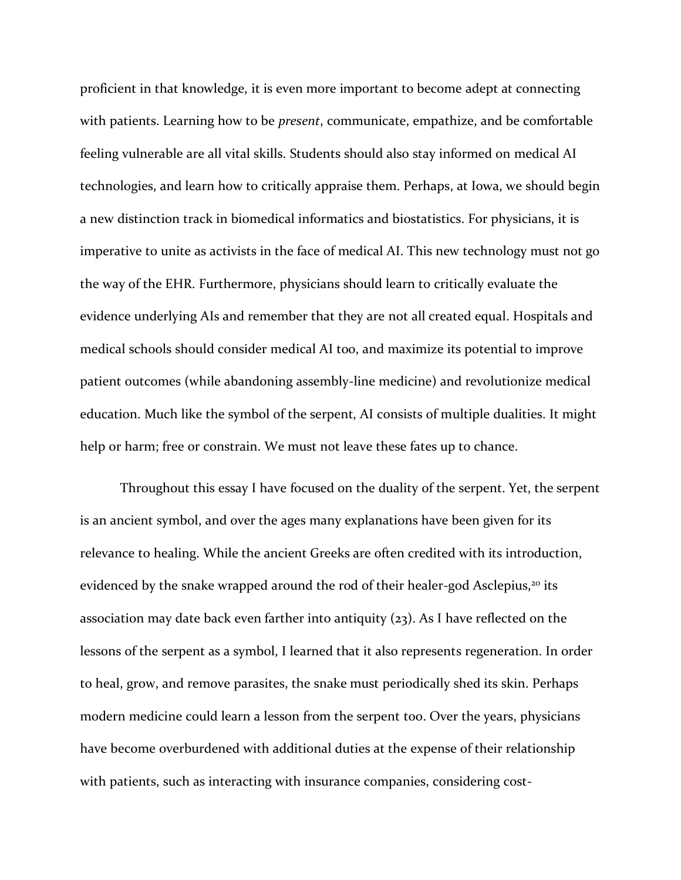proficient in that knowledge, it is even more important to become adept at connecting with patients. Learning how to be *present*, communicate, empathize, and be comfortable feeling vulnerable are all vital skills. Students should also stay informed on medical AI technologies, and learn how to critically appraise them. Perhaps, at Iowa, we should begin a new distinction track in biomedical informatics and biostatistics. For physicians, it is imperative to unite as activists in the face of medical AI. This new technology must not go the way of the EHR. Furthermore, physicians should learn to critically evaluate the evidence underlying AIs and remember that they are not all created equal. Hospitals and medical schools should consider medical AI too, and maximize its potential to improve patient outcomes (while abandoning assembly-line medicine) and revolutionize medical education. Much like the symbol of the serpent, AI consists of multiple dualities. It might help or harm; free or constrain. We must not leave these fates up to chance.

Throughout this essay I have focused on the duality of the serpent. Yet, the serpent is an ancient symbol, and over the ages many explanations have been given for its relevance to healing. While the ancient Greeks are often credited with its introduction, evidenced by the snake wrapped around the rod of their healer-god Asclepius,[20] its association may date back even farther into antiquity (23). As I have reflected on the lessons of the serpent as a symbol, I learned that it also represents regeneration. In order to heal, grow, and remove parasites, the snake must periodically shed its skin. Perhaps modern medicine could learn a lesson from the serpent too. Over the years, physicians have become overburdened with additional duties at the expense of their relationship with patients, such as interacting with insurance companies, considering cost-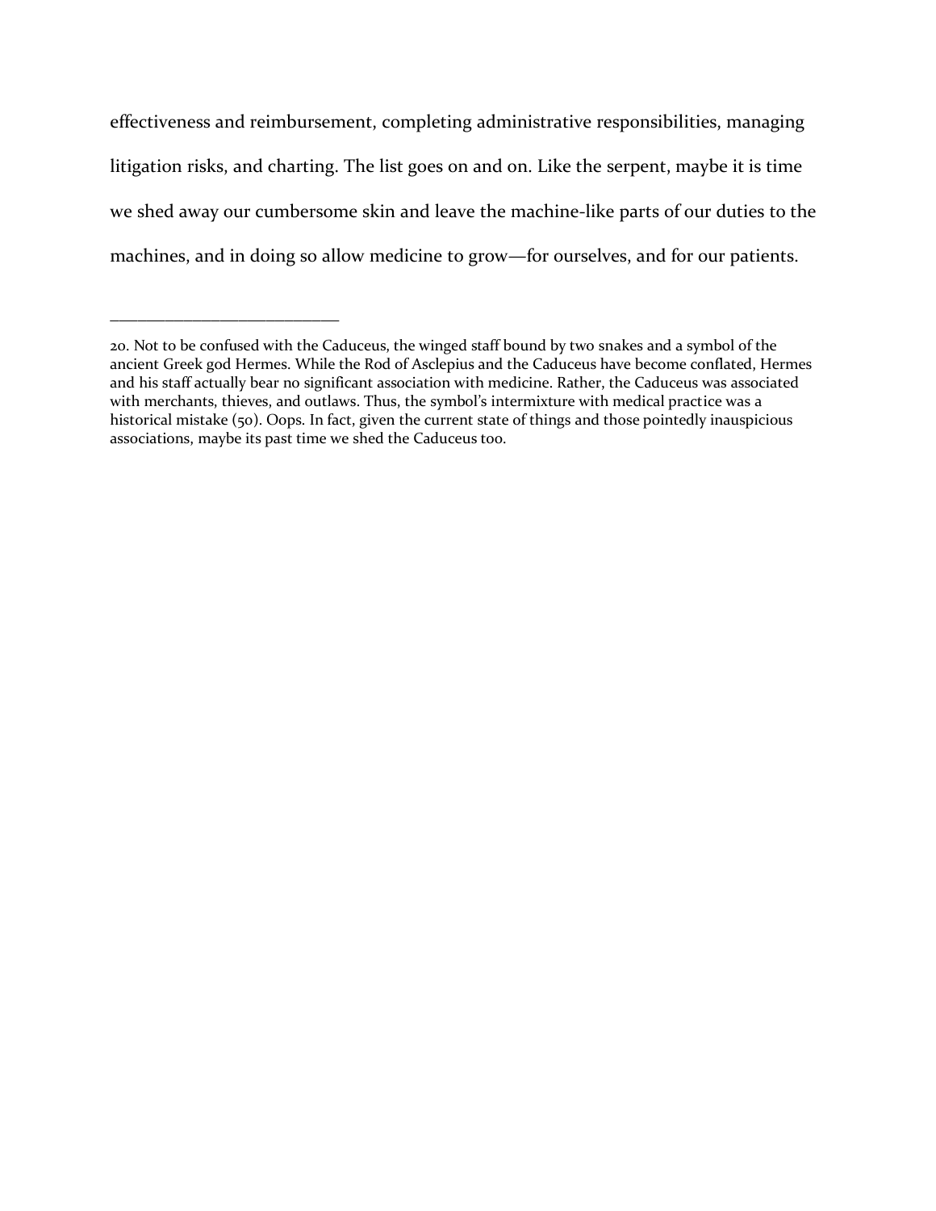effectiveness and reimbursement, completing administrative responsibilities, managing litigation risks, and charting. The list goes on and on. Like the serpent, maybe it is time we shed away our cumbersome skin and leave the machine-like parts of our duties to the machines, and in doing so allow medicine to grow—for ourselves, and for our patients.

---

20. Not to be confused with the Caduceus, the winged staff bound by two snakes and a symbol of the ancient Greek god Hermes. While the Rod of Asclepius and the Caduceus have become conflated, Hermes and his staff actually bear no significant association with medicine. Rather, the Caduceus was associated with merchants, thieves, and outlaws. Thus, the symbol's intermixture with medical practice was a historical mistake (50). Oops. In fact, given the current state of things and those pointedly inauspicious associations, maybe its past time we shed the Caduceus too.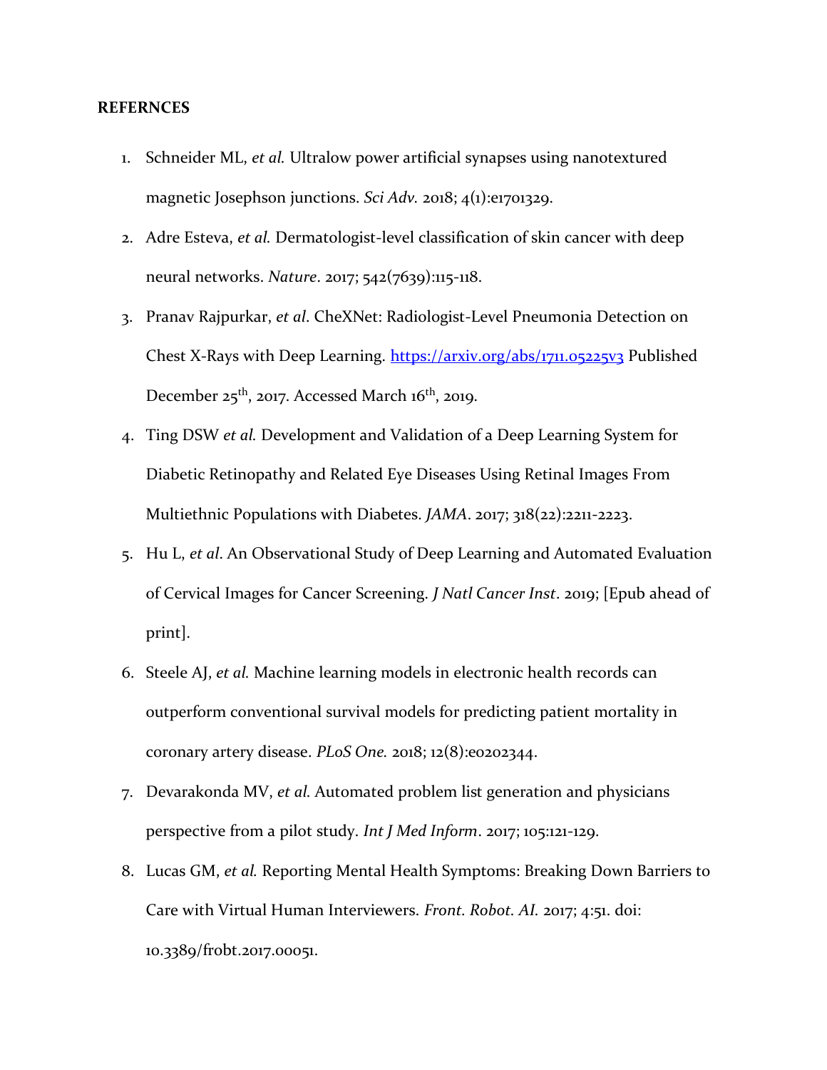**REFERNCES**

1. Schneider ML, *et al.* Ultralow power artificial synapses using nanotextured magnetic Josephson junctions. *Sci Adv.* 2018; 4(1):e1701329.
2. Adre Esteva, *et al.* Dermatologist-level classification of skin cancer with deep neural networks. *Nature*. 2017; 542(7639):115-118.
3. Pranav Rajpurkar, *et al*. CheXNet: Radiologist-Level Pneumonia Detection on Chest X-Rays with Deep Learning. https://arxiv.org/abs/1711.05225v3 Published December 25th, 2017. Accessed March 16th, 2019.
4. Ting DSW *et al.* Development and Validation of a Deep Learning System for Diabetic Retinopathy and Related Eye Diseases Using Retinal Images From Multiethnic Populations with Diabetes. *JAMA*. 2017; 318(22):2211-2223.
5. Hu L, *et al*. An Observational Study of Deep Learning and Automated Evaluation of Cervical Images for Cancer Screening. *J Natl Cancer Inst*. 2019; [Epub ahead of print].
6. Steele AJ, *et al.* Machine learning models in electronic health records can outperform conventional survival models for predicting patient mortality in coronary artery disease. *PLoS One.* 2018; 12(8):e0202344.
7. Devarakonda MV, *et al.* Automated problem list generation and physicians perspective from a pilot study. *Int J Med Inform*. 2017; 105:121-129.
8. Lucas GM, *et al.* Reporting Mental Health Symptoms: Breaking Down Barriers to Care with Virtual Human Interviewers. *Front. Robot. AI.* 2017; 4:51. doi: 10.3389/frobt.2017.00051.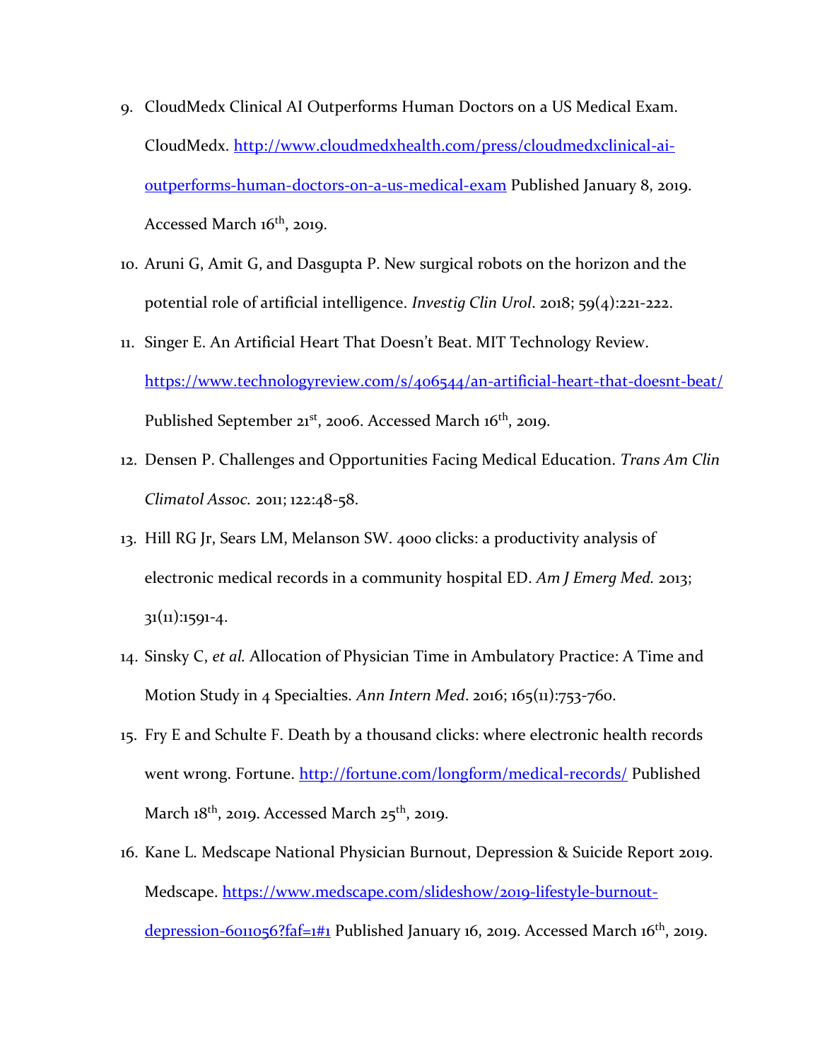9. CloudMedx Clinical AI Outperforms Human Doctors on a US Medical Exam. CloudMedx. http://www.cloudmedxhealth.com/press/cloudmedxclinical-ai-outperforms-human-doctors-on-a-us-medical-exam Published January 8, 2019. Accessed March 16th, 2019.
10. Aruni G, Amit G, and Dasgupta P. New surgical robots on the horizon and the potential role of artificial intelligence. *Investig Clin Urol*. 2018; 59(4):221-222.
11. Singer E. An Artificial Heart That Doesn't Beat. MIT Technology Review. https://www.technologyreview.com/s/406544/an-artificial-heart-that-doesnt-beat/ Published September 21st, 2006. Accessed March 16th, 2019.
12. Densen P. Challenges and Opportunities Facing Medical Education. *Trans Am Clin Climatol Assoc.* 2011; 122:48-58.
13. Hill RG Jr, Sears LM, Melanson SW. 4000 clicks: a productivity analysis of electronic medical records in a community hospital ED. *Am J Emerg Med.* 2013; 31(11):1591-4.
14. Sinsky C, *et al.* Allocation of Physician Time in Ambulatory Practice: A Time and Motion Study in 4 Specialties. *Ann Intern Med*. 2016; 165(11):753-760.
15. Fry E and Schulte F. Death by a thousand clicks: where electronic health records went wrong. Fortune. http://fortune.com/longform/medical-records/ Published March 18th, 2019. Accessed March 25th, 2019.
16. Kane L. Medscape National Physician Burnout, Depression & Suicide Report 2019. Medscape. https://www.medscape.com/slideshow/2019-lifestyle-burnout-depression-6011056?faf=1#1 Published January 16, 2019. Accessed March 16th, 2019.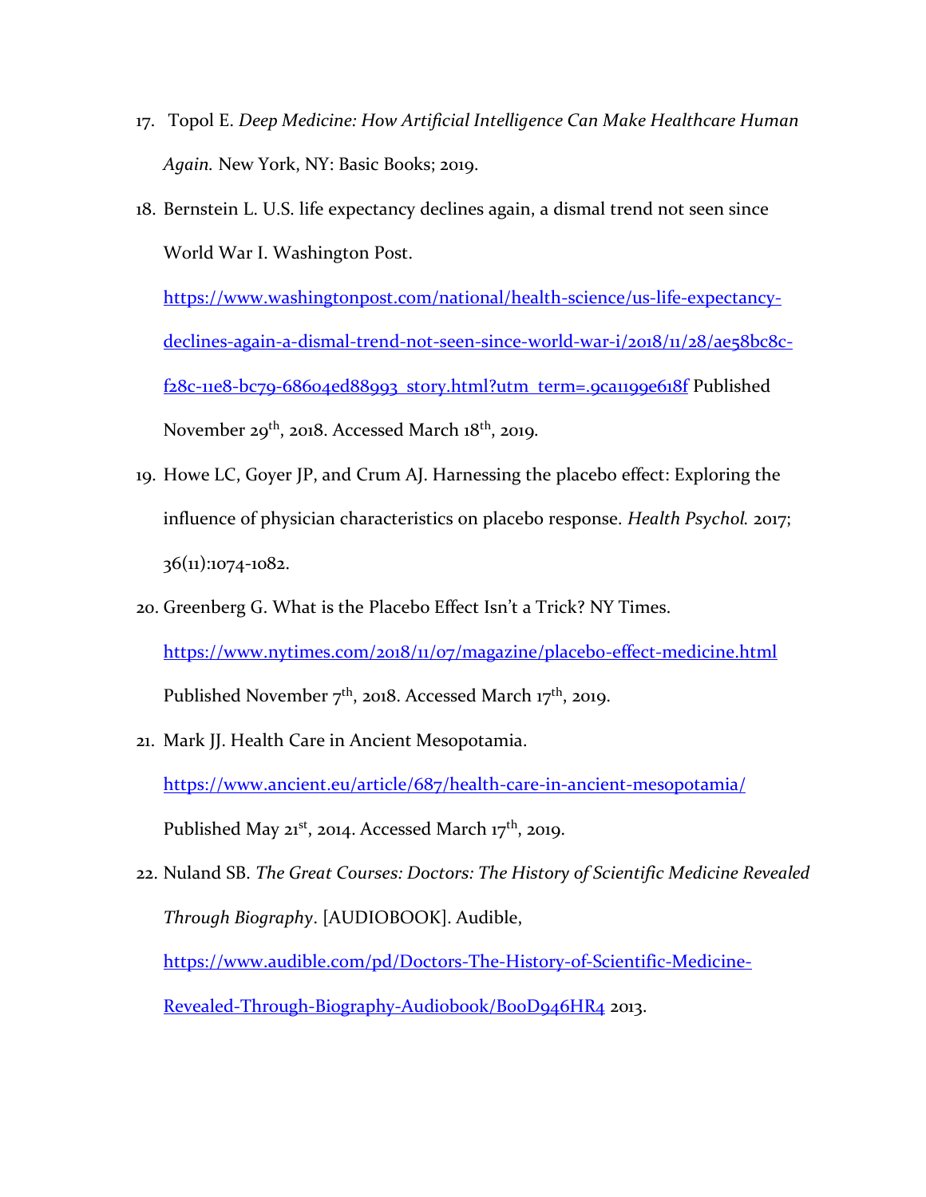17. Topol E. *Deep Medicine: How Artificial Intelligence Can Make Healthcare Human Again.* New York, NY: Basic Books; 2019.
18. Bernstein L. U.S. life expectancy declines again, a dismal trend not seen since World War I. Washington Post. https://www.washingtonpost.com/national/health-science/us-life-expectancy-declines-again-a-dismal-trend-not-seen-since-world-war-i/2018/11/28/ae58bc8c-f28c-11e8-bc79-68604ed88993_story.html?utm_term=.9ca1199e618f Published November 29th, 2018. Accessed March 18th, 2019.
19. Howe LC, Goyer JP, and Crum AJ. Harnessing the placebo effect: Exploring the influence of physician characteristics on placebo response. *Health Psychol.* 2017; 36(11):1074-1082.
20. Greenberg G. What is the Placebo Effect Isn't a Trick? NY Times. https://www.nytimes.com/2018/11/07/magazine/placebo-effect-medicine.html Published November 7th, 2018. Accessed March 17th, 2019.
21. Mark JJ. Health Care in Ancient Mesopotamia. https://www.ancient.eu/article/687/health-care-in-ancient-mesopotamia/ Published May 21st, 2014. Accessed March 17th, 2019.
22. Nuland SB. *The Great Courses: Doctors: The History of Scientific Medicine Revealed Through Biography*. [AUDIOBOOK]. Audible, https://www.audible.com/pd/Doctors-The-History-of-Scientific-Medicine-Revealed-Through-Biography-Audiobook/B00D946HR4 2013.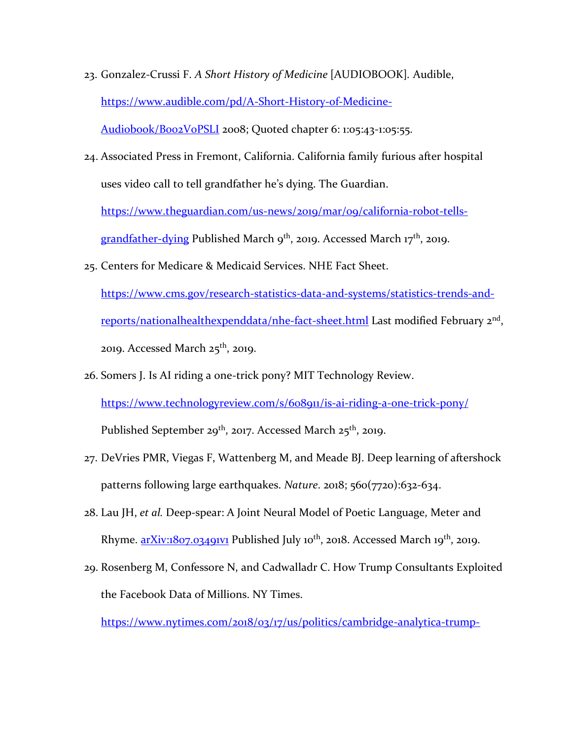23. Gonzalez-Crussi F. *A Short History of Medicine* [AUDIOBOOK]. Audible, https://www.audible.com/pd/A-Short-History-of-Medicine-Audiobook/B002V0PSLI 2008; Quoted chapter 6: 1:05:43-1:05:55.
24. Associated Press in Fremont, California. California family furious after hospital uses video call to tell grandfather he's dying. The Guardian. https://www.theguardian.com/us-news/2019/mar/09/california-robot-tells-grandfather-dying Published March 9th, 2019. Accessed March 17th, 2019.
25. Centers for Medicare & Medicaid Services. NHE Fact Sheet. https://www.cms.gov/research-statistics-data-and-systems/statistics-trends-and-reports/nationalhealthexpenddata/nhe-fact-sheet.html Last modified February 2nd, 2019. Accessed March 25th, 2019.
26. Somers J. Is AI riding a one-trick pony? MIT Technology Review. https://www.technologyreview.com/s/608911/is-ai-riding-a-one-trick-pony/ Published September 29th, 2017. Accessed March 25th, 2019.
27. DeVries PMR, Viegas F, Wattenberg M, and Meade BJ. Deep learning of aftershock patterns following large earthquakes. *Nature*. 2018; 560(7720):632-634.
28. Lau JH, *et al.* Deep-spear: A Joint Neural Model of Poetic Language, Meter and Rhyme. arXiv:1807.03491v1 Published July 10th, 2018. Accessed March 19th, 2019.
29. Rosenberg M, Confessore N, and Cadwalladr C. How Trump Consultants Exploited the Facebook Data of Millions. NY Times. https://www.nytimes.com/2018/03/17/us/politics/cambridge-analytica-trump-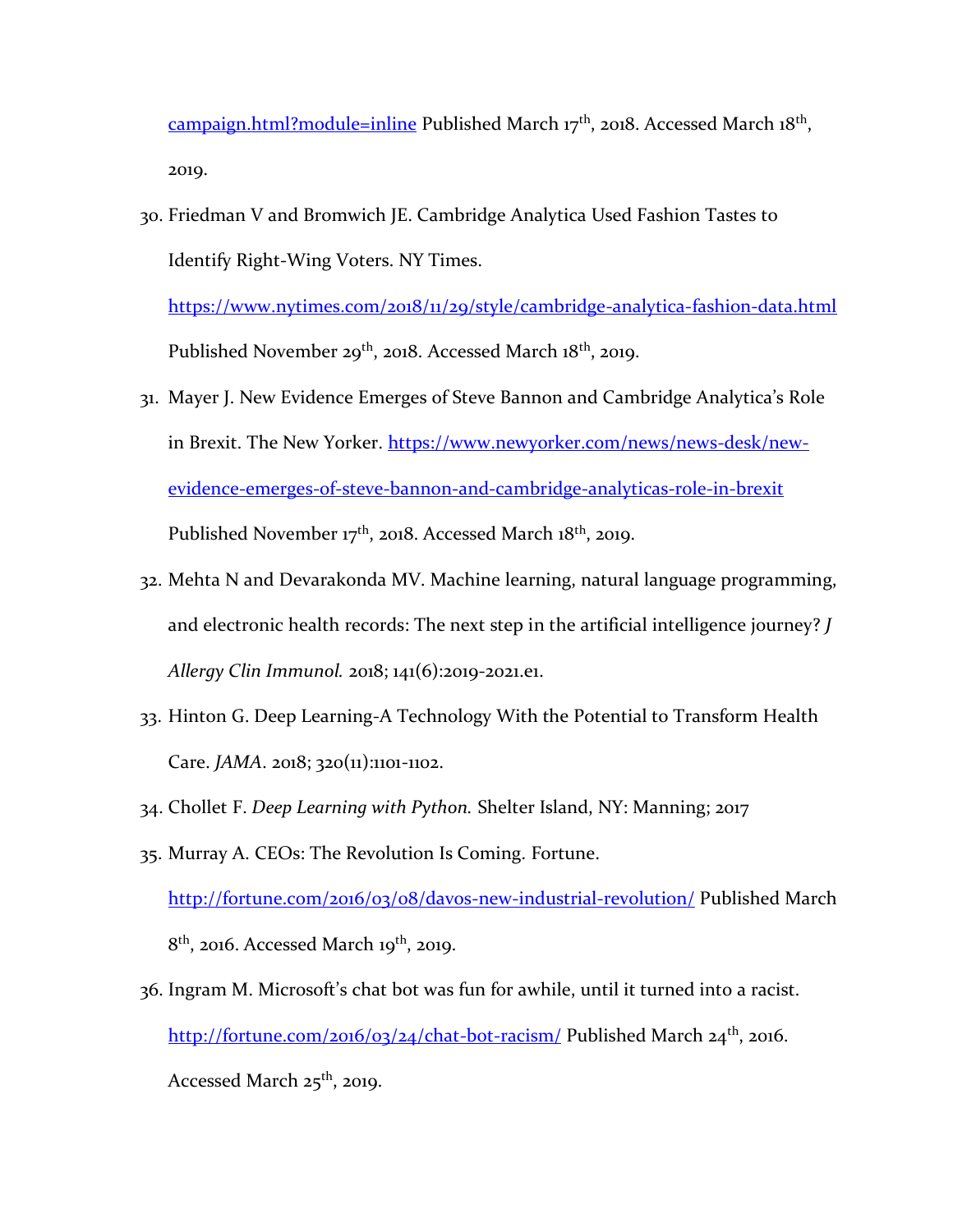campaign.html?module=inline Published March 17th, 2018. Accessed March 18th, 2019.

30. Friedman V and Bromwich JE. Cambridge Analytica Used Fashion Tastes to Identify Right-Wing Voters. NY Times. https://www.nytimes.com/2018/11/29/style/cambridge-analytica-fashion-data.html Published November 29th, 2018. Accessed March 18th, 2019.
31. Mayer J. New Evidence Emerges of Steve Bannon and Cambridge Analytica's Role in Brexit. The New Yorker. https://www.newyorker.com/news/news-desk/new-evidence-emerges-of-steve-bannon-and-cambridge-analyticas-role-in-brexit Published November 17th, 2018. Accessed March 18th, 2019.
32. Mehta N and Devarakonda MV. Machine learning, natural language programming, and electronic health records: The next step in the artificial intelligence journey? *J Allergy Clin Immunol.* 2018; 141(6):2019-2021.e1.
33. Hinton G. Deep Learning-A Technology With the Potential to Transform Health Care. *JAMA*. 2018; 320(11):1101-1102.
34. Chollet F. *Deep Learning with Python.* Shelter Island, NY: Manning; 2017
35. Murray A. CEOs: The Revolution Is Coming. Fortune. http://fortune.com/2016/03/08/davos-new-industrial-revolution/ Published March 8th, 2016. Accessed March 19th, 2019.
36. Ingram M. Microsoft's chat bot was fun for awhile, until it turned into a racist. http://fortune.com/2016/03/24/chat-bot-racism/ Published March 24th, 2016. Accessed March 25th, 2019.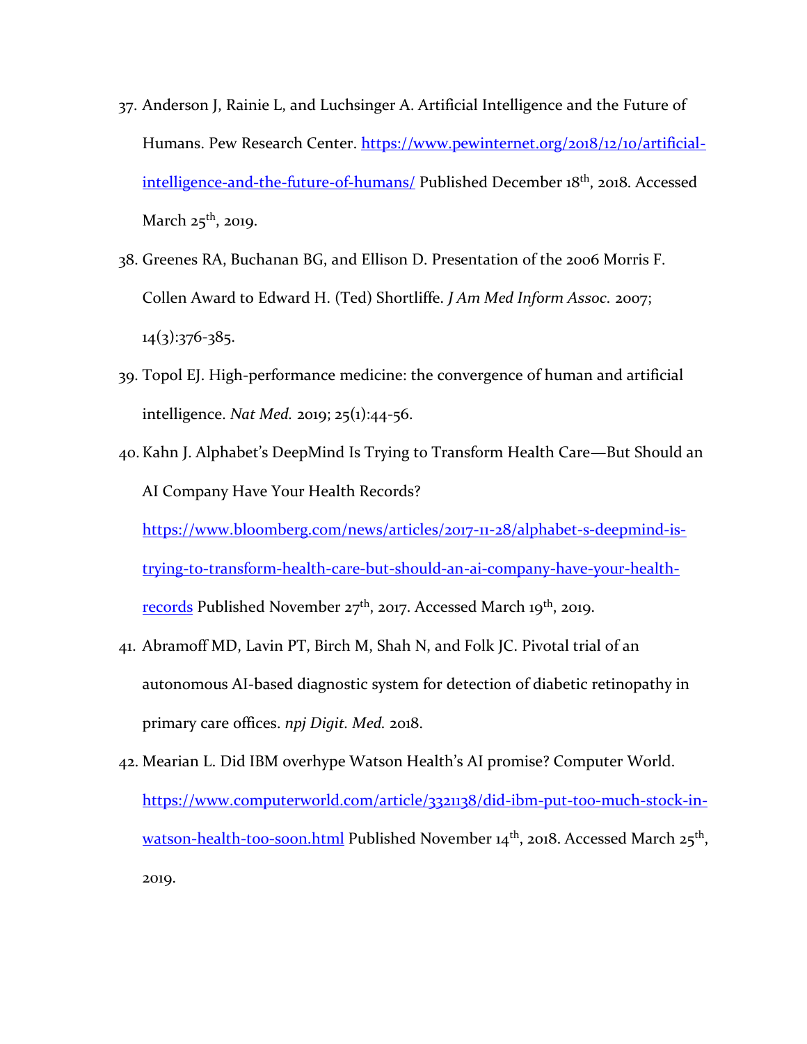37. Anderson J, Rainie L, and Luchsinger A. Artificial Intelligence and the Future of Humans. Pew Research Center. [https://www.pewinternet.org/2018/12/10/artificial-intelligence-and-the-future-of-humans/](https://www.pewinternet.org/2018/12/10/artificial-intelligence-and-the-future-of-humans/) Published December 18th, 2018. Accessed March 25th, 2019.
38. Greenes RA, Buchanan BG, and Ellison D. Presentation of the 2006 Morris F. Collen Award to Edward H. (Ted) Shortliffe. *J Am Med Inform Assoc.* 2007; 14(3):376-385.
39. Topol EJ. High-performance medicine: the convergence of human and artificial intelligence. *Nat Med.* 2019; 25(1):44-56.
40. Kahn J. Alphabet's DeepMind Is Trying to Transform Health Care—But Should an AI Company Have Your Health Records? [https://www.bloomberg.com/news/articles/2017-11-28/alphabet-s-deepmind-is-trying-to-transform-health-care-but-should-an-ai-company-have-your-health-records](https://www.bloomberg.com/news/articles/2017-11-28/alphabet-s-deepmind-is-trying-to-transform-health-care-but-should-an-ai-company-have-your-health-records) Published November 27th, 2017. Accessed March 19th, 2019.
41. Abramoff MD, Lavin PT, Birch M, Shah N, and Folk JC. Pivotal trial of an autonomous AI-based diagnostic system for detection of diabetic retinopathy in primary care offices. *npj Digit. Med.* 2018.
42. Mearian L. Did IBM overhype Watson Health's AI promise? Computer World. [https://www.computerworld.com/article/3321138/did-ibm-put-too-much-stock-in-watson-health-too-soon.html](https://www.computerworld.com/article/3321138/did-ibm-put-too-much-stock-in-watson-health-too-soon.html) Published November 14th, 2018. Accessed March 25th, 2019.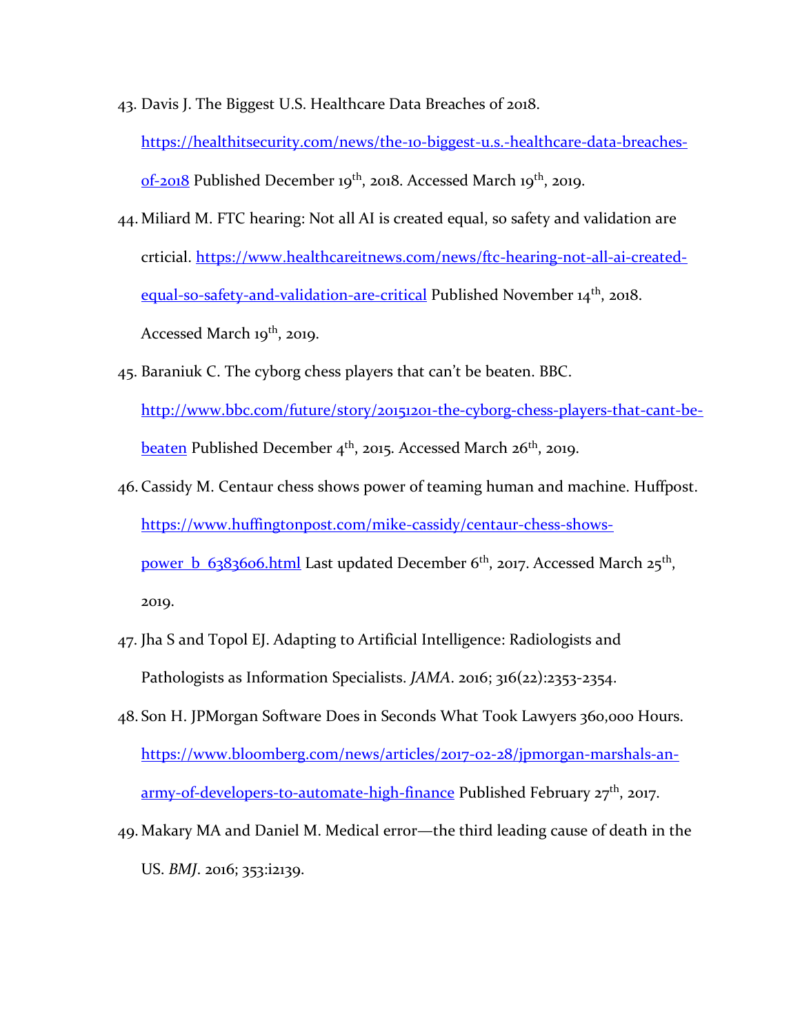43. Davis J. The Biggest U.S. Healthcare Data Breaches of 2018. https://healthitsecurity.com/news/the-10-biggest-u.s.-healthcare-data-breaches-of-2018 Published December 19th, 2018. Accessed March 19th, 2019.
44. Miliard M. FTC hearing: Not all AI is created equal, so safety and validation are crticial. https://www.healthcareitnews.com/news/ftc-hearing-not-all-ai-created-equal-so-safety-and-validation-are-critical Published November 14th, 2018. Accessed March 19th, 2019.
45. Baraniuk C. The cyborg chess players that can't be beaten. BBC. http://www.bbc.com/future/story/20151201-the-cyborg-chess-players-that-cant-be-beaten Published December 4th, 2015. Accessed March 26th, 2019.
46. Cassidy M. Centaur chess shows power of teaming human and machine. Huffpost. https://www.huffingtonpost.com/mike-cassidy/centaur-chess-shows-power_b_6383606.html Last updated December 6th, 2017. Accessed March 25th, 2019.
47. Jha S and Topol EJ. Adapting to Artificial Intelligence: Radiologists and Pathologists as Information Specialists. *JAMA*. 2016; 316(22):2353-2354.
48. Son H. JPMorgan Software Does in Seconds What Took Lawyers 360,000 Hours. https://www.bloomberg.com/news/articles/2017-02-28/jpmorgan-marshals-an-army-of-developers-to-automate-high-finance Published February 27th, 2017.
49. Makary MA and Daniel M. Medical error—the third leading cause of death in the US. *BMJ*. 2016; 353:i2139.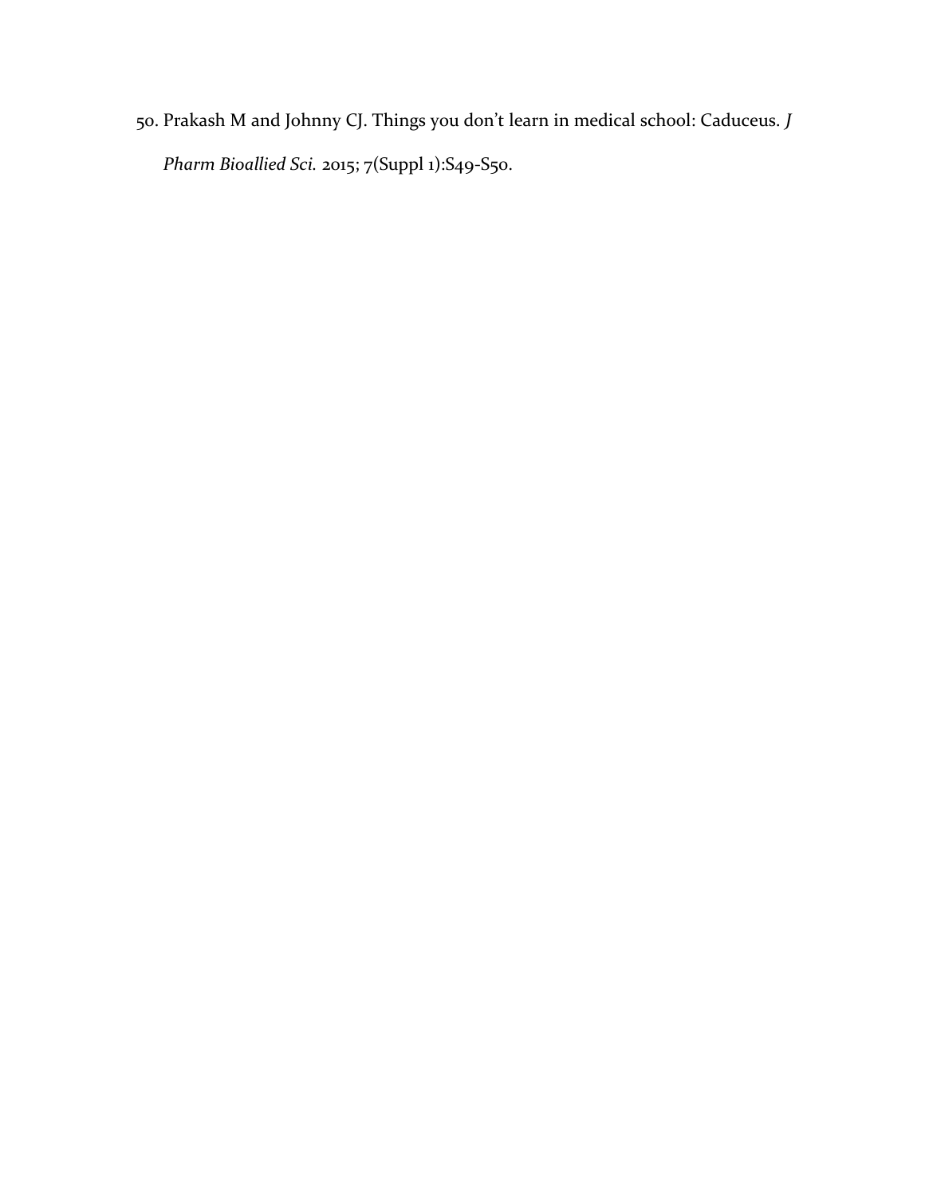50. Prakash M and Johnny CJ. Things you don't learn in medical school: Caduceus. *J Pharm Bioallied Sci.* 2015; 7(Suppl 1):S49-S50.